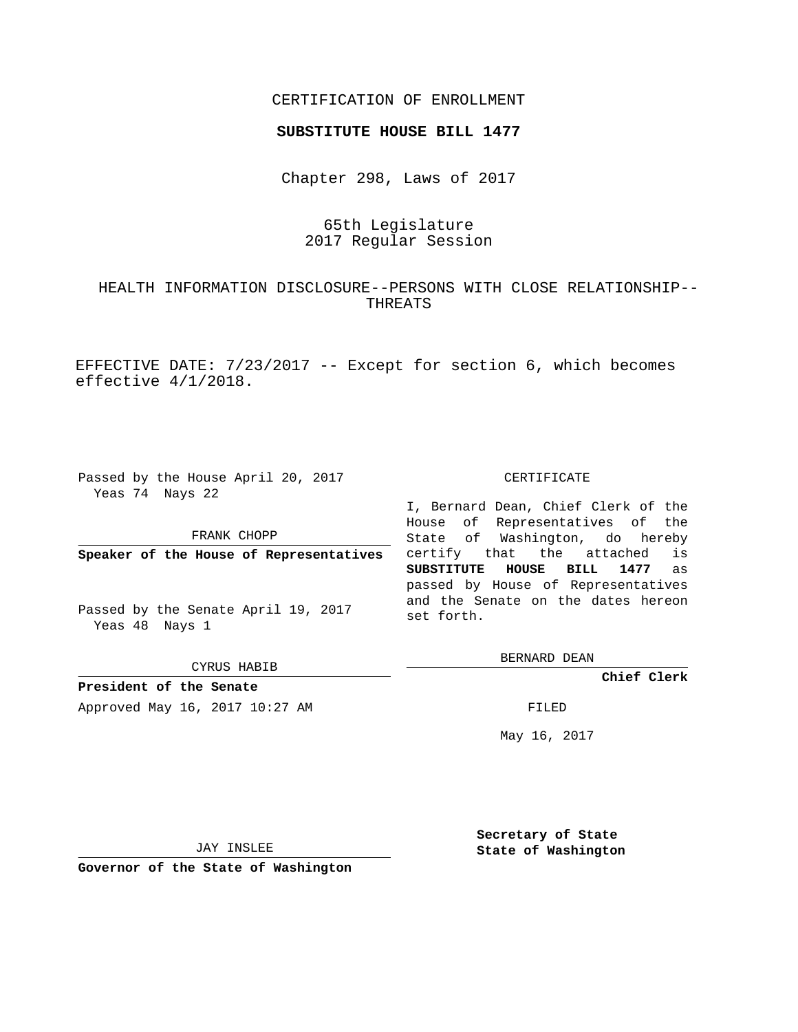CERTIFICATION OF ENROLLMENT

**SUBSTITUTE HOUSE BILL 1477**

Chapter 298, Laws of 2017

65th Legislature
2017 Regular Session

HEALTH INFORMATION DISCLOSURE--PERSONS WITH CLOSE RELATIONSHIP--THREATS

EFFECTIVE DATE: 7/23/2017 -- Except for section 6, which becomes effective 4/1/2018.

Passed by the House April 20, 2017
Yeas 74 Nays 22

FRANK CHOPP

**Speaker of the House of Representatives**

Passed by the Senate April 19, 2017
Yeas 48 Nays 1

CYRUS HABIB

**President of the Senate**

Approved May 16, 2017 10:27 AM

JAY INSLEE

**Governor of the State of Washington**

CERTIFICATE

I, Bernard Dean, Chief Clerk of the House of Representatives of the State of Washington, do hereby certify that the attached is **SUBSTITUTE HOUSE BILL 1477** as passed by House of Representatives and the Senate on the dates hereon set forth.

BERNARD DEAN

**Chief Clerk**

FILED

May 16, 2017

**Secretary of State**
**State of Washington**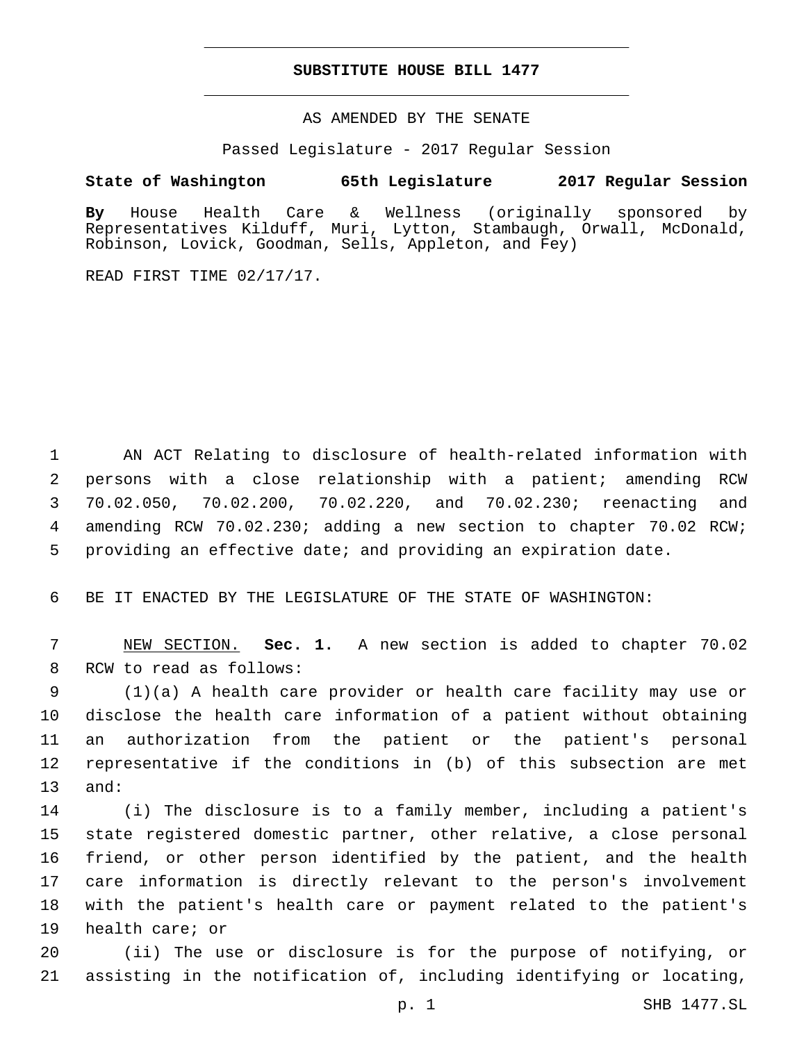# SUBSTITUTE HOUSE BILL 1477

AS AMENDED BY THE SENATE

Passed Legislature - 2017 Regular Session

**State of Washington 65th Legislature 2017 Regular Session**

**By** House Health Care & Wellness (originally sponsored by Representatives Kilduff, Muri, Lytton, Stambaugh, Orwall, McDonald, Robinson, Lovick, Goodman, Sells, Appleton, and Fey)

READ FIRST TIME 02/17/17.

1 AN ACT Relating to disclosure of health-related information with 2 persons with a close relationship with a patient; amending RCW 3 70.02.050, 70.02.200, 70.02.220, and 70.02.230; reenacting and 4 amending RCW 70.02.230; adding a new section to chapter 70.02 RCW; 5 providing an effective date; and providing an expiration date.

6 BE IT ENACTED BY THE LEGISLATURE OF THE STATE OF WASHINGTON:

7 NEW SECTION. **Sec. 1.** A new section is added to chapter 70.02 8 RCW to read as follows:

9 (1)(a) A health care provider or health care facility may use or 10 disclose the health care information of a patient without obtaining 11 an authorization from the patient or the patient's personal 12 representative if the conditions in (b) of this subsection are met 13 and:

14 (i) The disclosure is to a family member, including a patient's 15 state registered domestic partner, other relative, a close personal 16 friend, or other person identified by the patient, and the health 17 care information is directly relevant to the person's involvement 18 with the patient's health care or payment related to the patient's 19 health care; or

20 (ii) The use or disclosure is for the purpose of notifying, or 21 assisting in the notification of, including identifying or locating,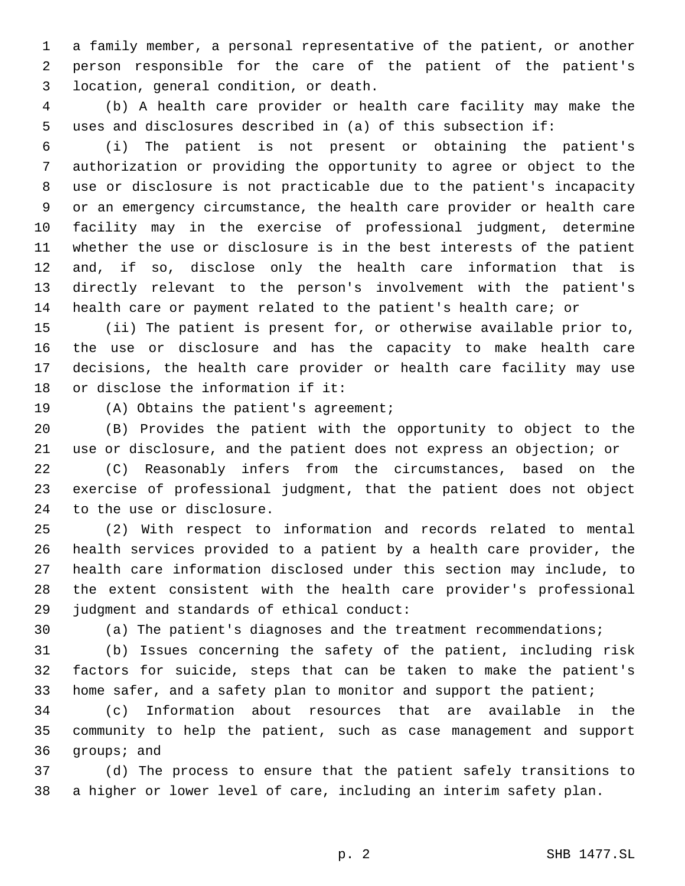a family member, a personal representative of the patient, or another person responsible for the care of the patient of the patient's location, general condition, or death.

(b) A health care provider or health care facility may make the uses and disclosures described in (a) of this subsection if:

(i) The patient is not present or obtaining the patient's authorization or providing the opportunity to agree or object to the use or disclosure is not practicable due to the patient's incapacity or an emergency circumstance, the health care provider or health care facility may in the exercise of professional judgment, determine whether the use or disclosure is in the best interests of the patient and, if so, disclose only the health care information that is directly relevant to the person's involvement with the patient's health care or payment related to the patient's health care; or

(ii) The patient is present for, or otherwise available prior to, the use or disclosure and has the capacity to make health care decisions, the health care provider or health care facility may use or disclose the information if it:

(A) Obtains the patient's agreement;

(B) Provides the patient with the opportunity to object to the use or disclosure, and the patient does not express an objection; or

(C) Reasonably infers from the circumstances, based on the exercise of professional judgment, that the patient does not object to the use or disclosure.

(2) With respect to information and records related to mental health services provided to a patient by a health care provider, the health care information disclosed under this section may include, to the extent consistent with the health care provider's professional judgment and standards of ethical conduct:

(a) The patient's diagnoses and the treatment recommendations;

(b) Issues concerning the safety of the patient, including risk factors for suicide, steps that can be taken to make the patient's home safer, and a safety plan to monitor and support the patient;

(c) Information about resources that are available in the community to help the patient, such as case management and support groups; and

(d) The process to ensure that the patient safely transitions to a higher or lower level of care, including an interim safety plan.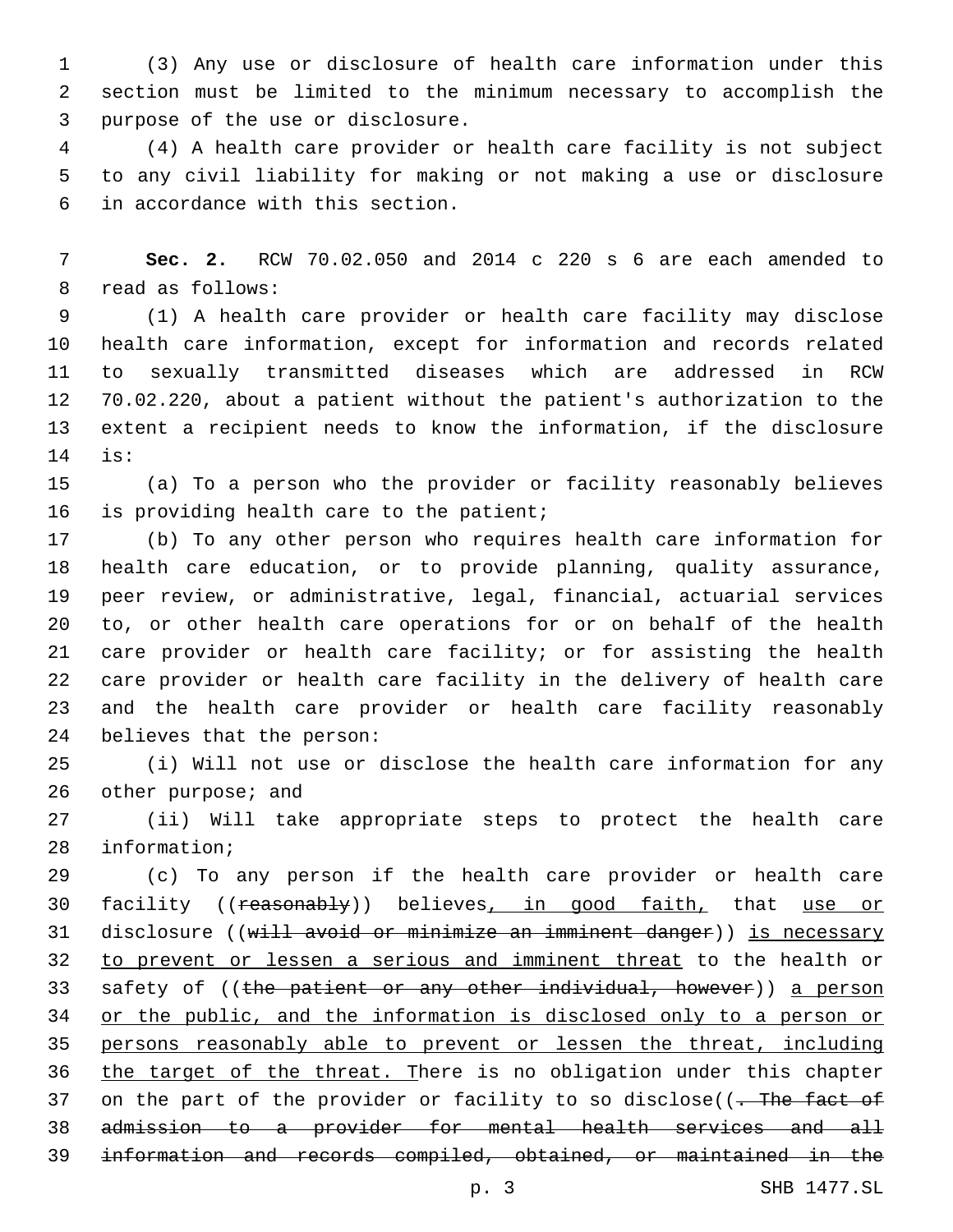(3) Any use or disclosure of health care information under this section must be limited to the minimum necessary to accomplish the purpose of the use or disclosure.

(4) A health care provider or health care facility is not subject to any civil liability for making or not making a use or disclosure in accordance with this section.

**Sec. 2.** RCW 70.02.050 and 2014 c 220 s 6 are each amended to read as follows:

(1) A health care provider or health care facility may disclose health care information, except for information and records related to sexually transmitted diseases which are addressed in RCW 70.02.220, about a patient without the patient's authorization to the extent a recipient needs to know the information, if the disclosure is:

(a) To a person who the provider or facility reasonably believes is providing health care to the patient;

(b) To any other person who requires health care information for health care education, or to provide planning, quality assurance, peer review, or administrative, legal, financial, actuarial services to, or other health care operations for or on behalf of the health care provider or health care facility; or for assisting the health care provider or health care facility in the delivery of health care and the health care provider or health care facility reasonably believes that the person:

(i) Will not use or disclose the health care information for any other purpose; and

(ii) Will take appropriate steps to protect the health care information;

(c) To any person if the health care provider or health care facility ((~~reasonably~~)) believes<u>, in good faith,</u> that <u>use or</u> disclosure ((~~will avoid or minimize an imminent danger~~)) <u>is necessary to prevent or lessen a serious and imminent threat</u> to the health or safety of ((~~the patient or any other individual, however~~)) <u>a person or the public, and the information is disclosed only to a person or persons reasonably able to prevent or lessen the threat, including the target of the threat. T</u>here is no obligation under this chapter on the part of the provider or facility to so disclose((~~. The fact of admission to a provider for mental health services and all information and records compiled, obtained, or maintained in the~~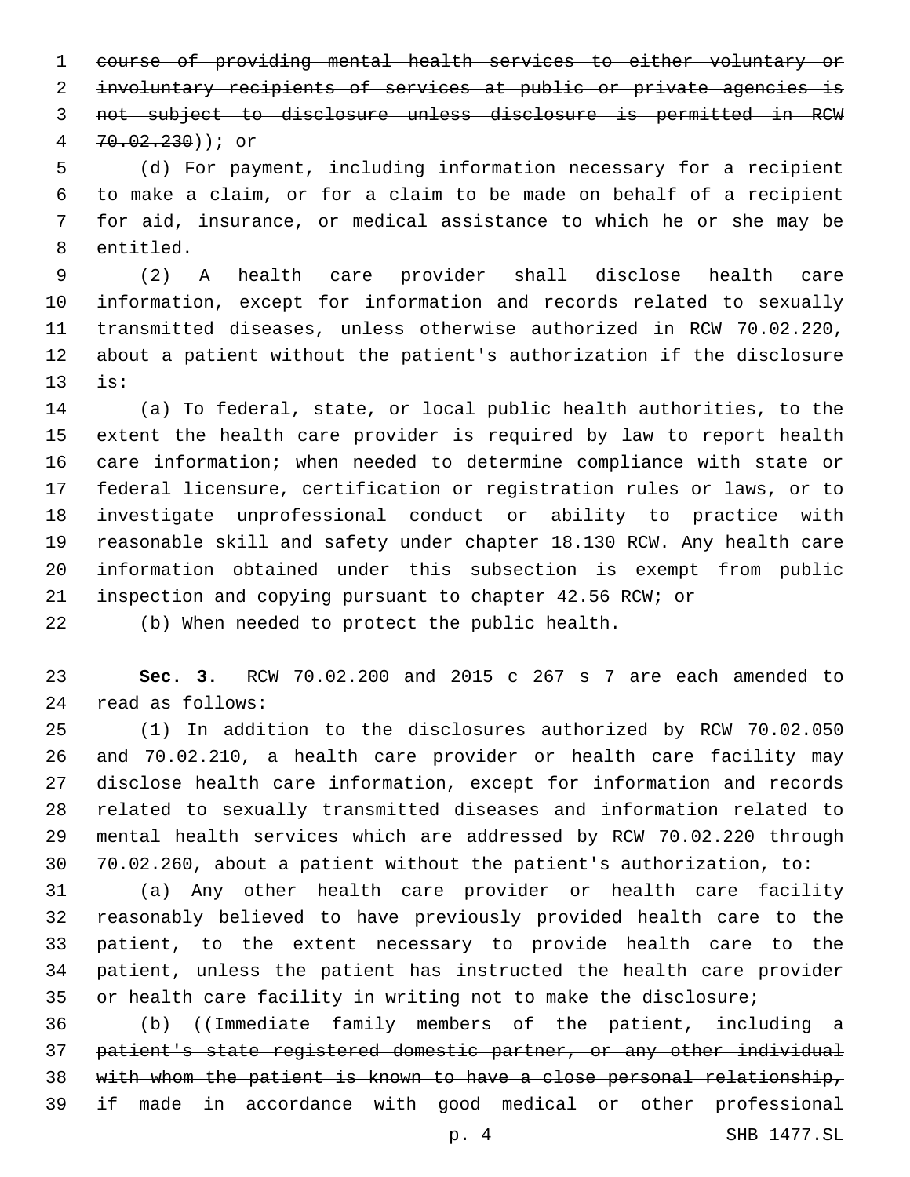~~course of providing mental health services to either voluntary or involuntary recipients of services at public or private agencies is not subject to disclosure unless disclosure is permitted in RCW 70.02.230~~)); or

(d) For payment, including information necessary for a recipient to make a claim, or for a claim to be made on behalf of a recipient for aid, insurance, or medical assistance to which he or she may be entitled.

(2) A health care provider shall disclose health care information, except for information and records related to sexually transmitted diseases, unless otherwise authorized in RCW 70.02.220, about a patient without the patient's authorization if the disclosure is:

(a) To federal, state, or local public health authorities, to the extent the health care provider is required by law to report health care information; when needed to determine compliance with state or federal licensure, certification or registration rules or laws, or to investigate unprofessional conduct or ability to practice with reasonable skill and safety under chapter 18.130 RCW. Any health care information obtained under this subsection is exempt from public inspection and copying pursuant to chapter 42.56 RCW; or

(b) When needed to protect the public health.

**Sec. 3.** RCW 70.02.200 and 2015 c 267 s 7 are each amended to read as follows:

(1) In addition to the disclosures authorized by RCW 70.02.050 and 70.02.210, a health care provider or health care facility may disclose health care information, except for information and records related to sexually transmitted diseases and information related to mental health services which are addressed by RCW 70.02.220 through 70.02.260, about a patient without the patient's authorization, to:

(a) Any other health care provider or health care facility reasonably believed to have previously provided health care to the patient, to the extent necessary to provide health care to the patient, unless the patient has instructed the health care provider or health care facility in writing not to make the disclosure;

(b) ((~~Immediate family members of the patient, including a patient's state registered domestic partner, or any other individual with whom the patient is known to have a close personal relationship, if made in accordance with good medical or other professional~~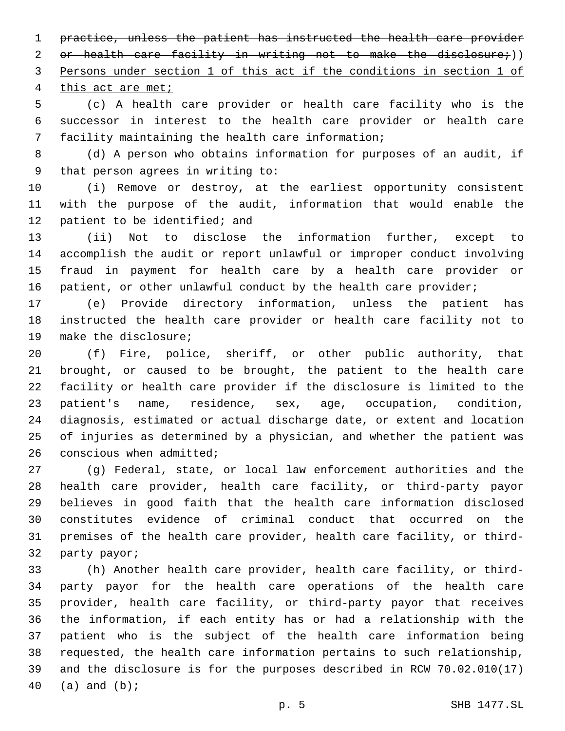~~practice, unless the patient has instructed the health care provider or health care facility in writing not to make the disclosure;~~)) Persons under section 1 of this act if the conditions in section 1 of this act are met;

(c) A health care provider or health care facility who is the successor in interest to the health care provider or health care facility maintaining the health care information;

(d) A person who obtains information for purposes of an audit, if that person agrees in writing to:

(i) Remove or destroy, at the earliest opportunity consistent with the purpose of the audit, information that would enable the patient to be identified; and

(ii) Not to disclose the information further, except to accomplish the audit or report unlawful or improper conduct involving fraud in payment for health care by a health care provider or patient, or other unlawful conduct by the health care provider;

(e) Provide directory information, unless the patient has instructed the health care provider or health care facility not to make the disclosure;

(f) Fire, police, sheriff, or other public authority, that brought, or caused to be brought, the patient to the health care facility or health care provider if the disclosure is limited to the patient's name, residence, sex, age, occupation, condition, diagnosis, estimated or actual discharge date, or extent and location of injuries as determined by a physician, and whether the patient was conscious when admitted;

(g) Federal, state, or local law enforcement authorities and the health care provider, health care facility, or third-party payor believes in good faith that the health care information disclosed constitutes evidence of criminal conduct that occurred on the premises of the health care provider, health care facility, or third-party payor;

(h) Another health care provider, health care facility, or third-party payor for the health care operations of the health care provider, health care facility, or third-party payor that receives the information, if each entity has or had a relationship with the patient who is the subject of the health care information being requested, the health care information pertains to such relationship, and the disclosure is for the purposes described in RCW 70.02.010(17) (a) and (b);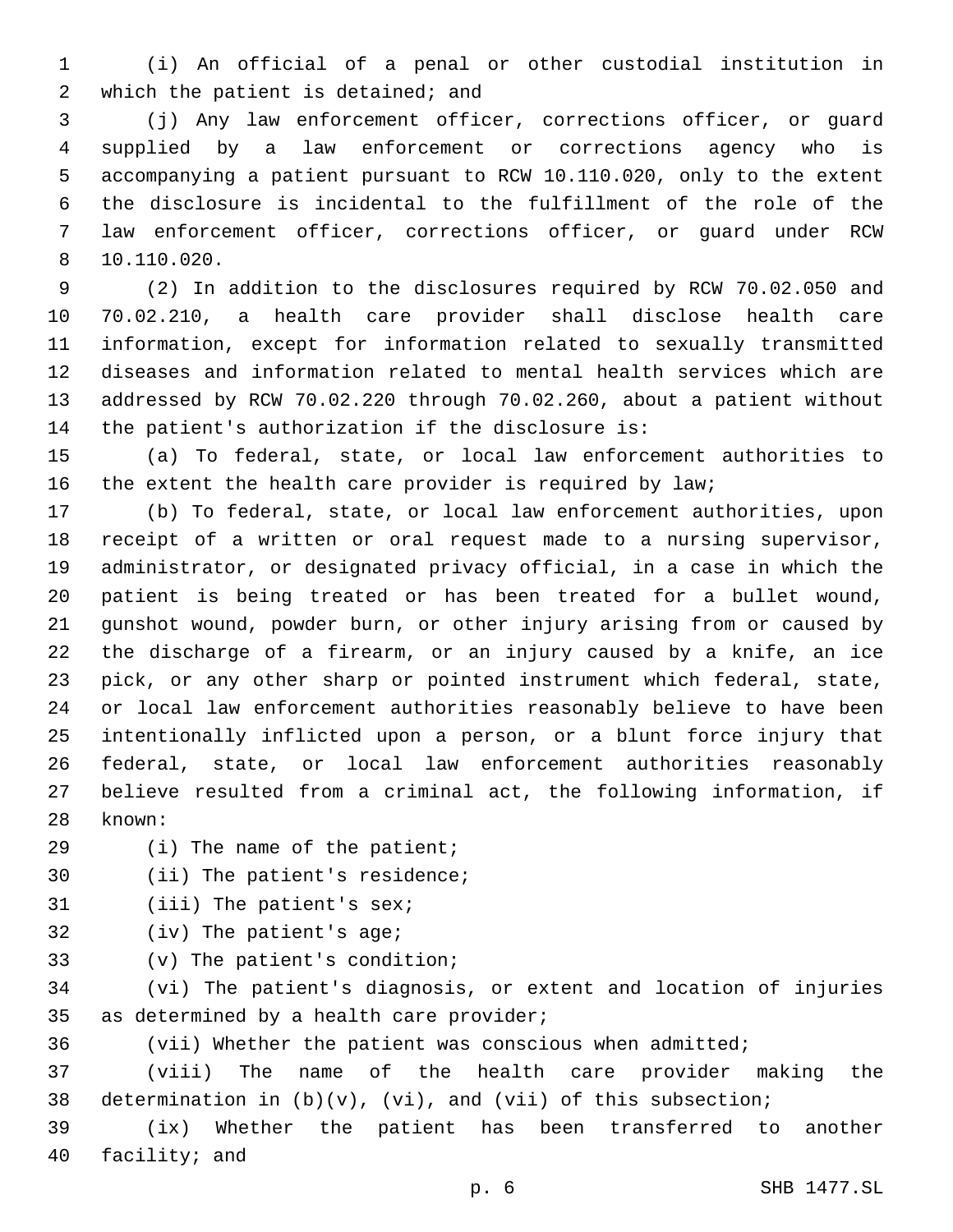(i) An official of a penal or other custodial institution in which the patient is detained; and

(j) Any law enforcement officer, corrections officer, or guard supplied by a law enforcement or corrections agency who is accompanying a patient pursuant to RCW 10.110.020, only to the extent the disclosure is incidental to the fulfillment of the role of the law enforcement officer, corrections officer, or guard under RCW 10.110.020.

(2) In addition to the disclosures required by RCW 70.02.050 and 70.02.210, a health care provider shall disclose health care information, except for information related to sexually transmitted diseases and information related to mental health services which are addressed by RCW 70.02.220 through 70.02.260, about a patient without the patient's authorization if the disclosure is:

(a) To federal, state, or local law enforcement authorities to the extent the health care provider is required by law;

(b) To federal, state, or local law enforcement authorities, upon receipt of a written or oral request made to a nursing supervisor, administrator, or designated privacy official, in a case in which the patient is being treated or has been treated for a bullet wound, gunshot wound, powder burn, or other injury arising from or caused by the discharge of a firearm, or an injury caused by a knife, an ice pick, or any other sharp or pointed instrument which federal, state, or local law enforcement authorities reasonably believe to have been intentionally inflicted upon a person, or a blunt force injury that federal, state, or local law enforcement authorities reasonably believe resulted from a criminal act, the following information, if known:

(i) The name of the patient;

(ii) The patient's residence;

(iii) The patient's sex;

(iv) The patient's age;

(v) The patient's condition;

(vi) The patient's diagnosis, or extent and location of injuries as determined by a health care provider;

(vii) Whether the patient was conscious when admitted;

(viii) The name of the health care provider making the determination in (b)(v), (vi), and (vii) of this subsection;

(ix) Whether the patient has been transferred to another facility; and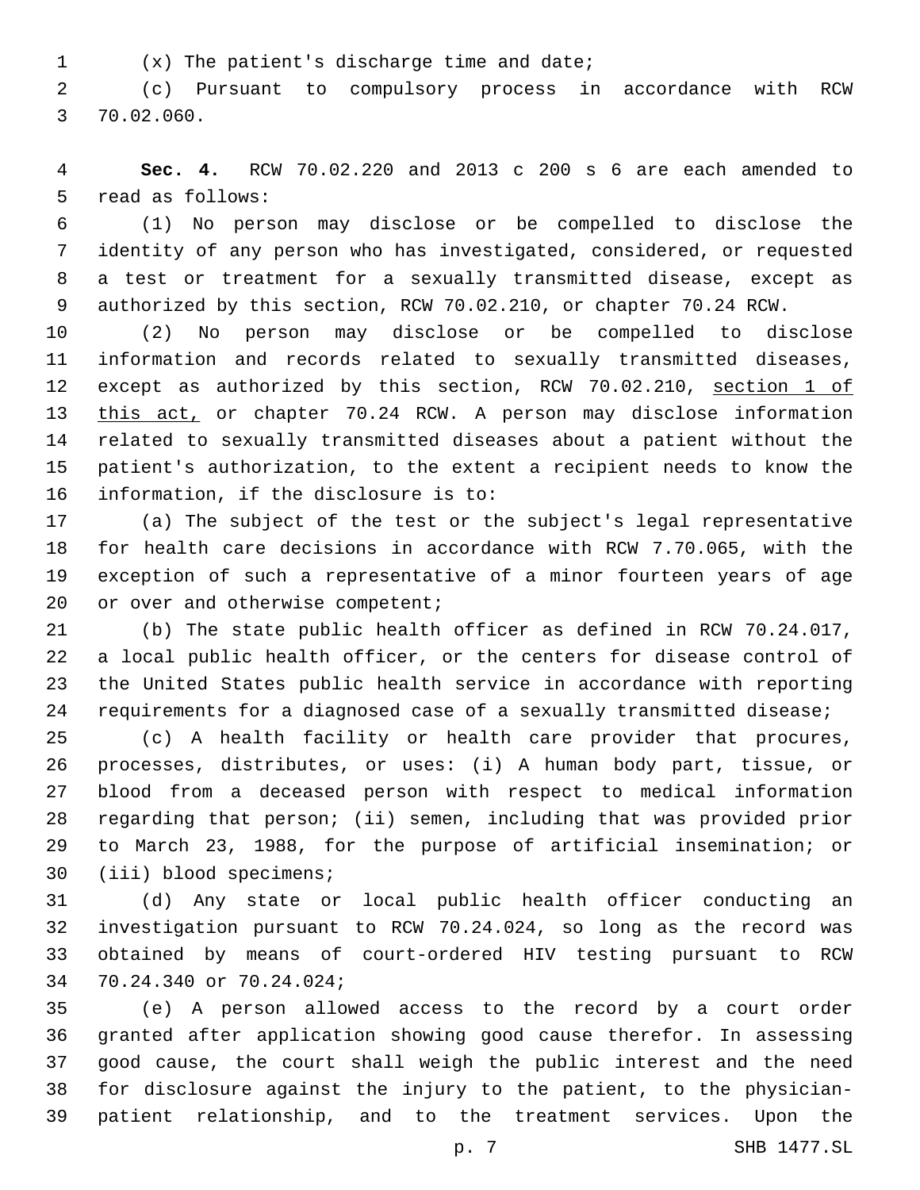(x) The patient's discharge time and date;

(c) Pursuant to compulsory process in accordance with RCW 70.02.060.

**Sec. 4.** RCW 70.02.220 and 2013 c 200 s 6 are each amended to read as follows:

(1) No person may disclose or be compelled to disclose the identity of any person who has investigated, considered, or requested a test or treatment for a sexually transmitted disease, except as authorized by this section, RCW 70.02.210, or chapter 70.24 RCW.

(2) No person may disclose or be compelled to disclose information and records related to sexually transmitted diseases, except as authorized by this section, RCW 70.02.210, <u>section 1 of this act,</u> or chapter 70.24 RCW. A person may disclose information related to sexually transmitted diseases about a patient without the patient's authorization, to the extent a recipient needs to know the information, if the disclosure is to:

(a) The subject of the test or the subject's legal representative for health care decisions in accordance with RCW 7.70.065, with the exception of such a representative of a minor fourteen years of age or over and otherwise competent;

(b) The state public health officer as defined in RCW 70.24.017, a local public health officer, or the centers for disease control of the United States public health service in accordance with reporting requirements for a diagnosed case of a sexually transmitted disease;

(c) A health facility or health care provider that procures, processes, distributes, or uses: (i) A human body part, tissue, or blood from a deceased person with respect to medical information regarding that person; (ii) semen, including that was provided prior to March 23, 1988, for the purpose of artificial insemination; or (iii) blood specimens;

(d) Any state or local public health officer conducting an investigation pursuant to RCW 70.24.024, so long as the record was obtained by means of court-ordered HIV testing pursuant to RCW 70.24.340 or 70.24.024;

(e) A person allowed access to the record by a court order granted after application showing good cause therefor. In assessing good cause, the court shall weigh the public interest and the need for disclosure against the injury to the patient, to the physician-patient relationship, and to the treatment services. Upon the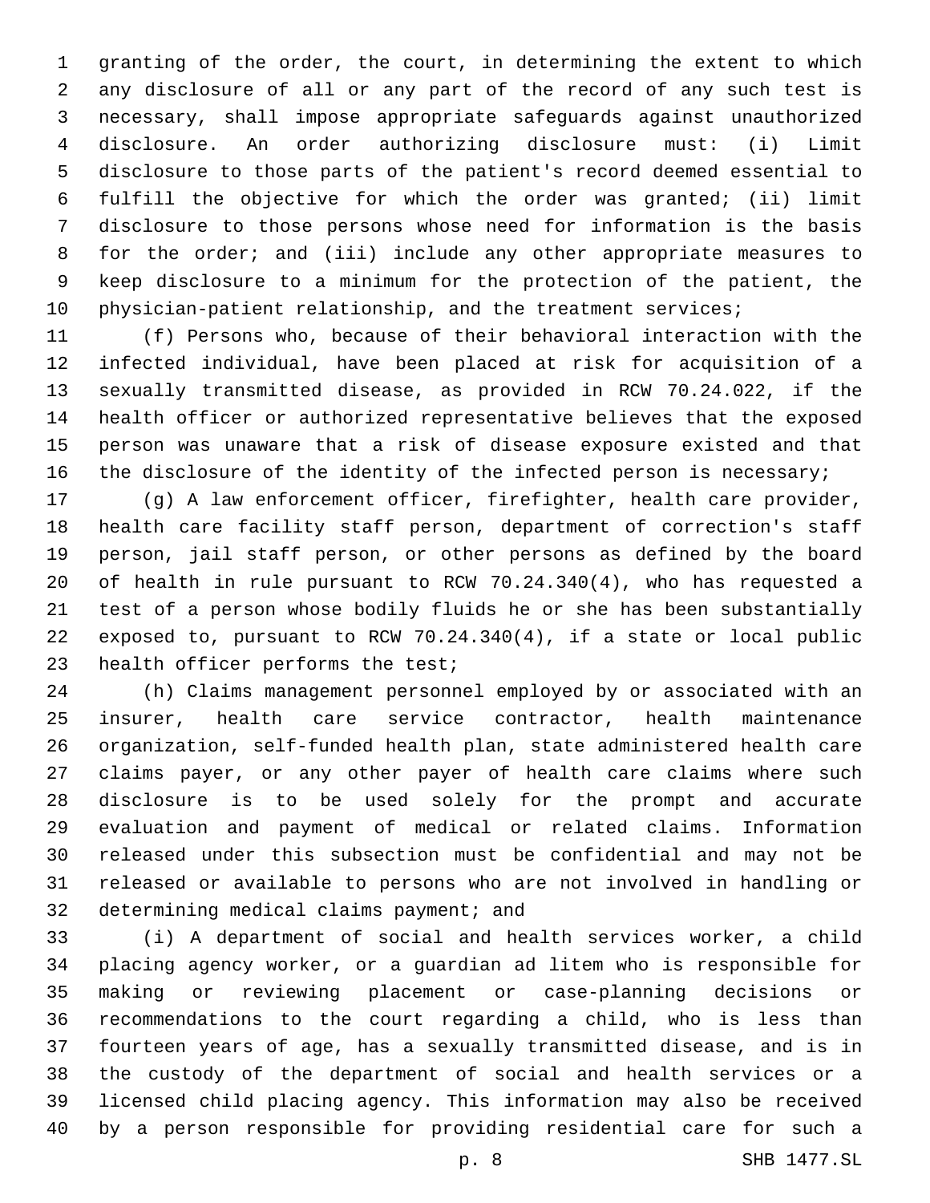granting of the order, the court, in determining the extent to which any disclosure of all or any part of the record of any such test is necessary, shall impose appropriate safeguards against unauthorized disclosure. An order authorizing disclosure must: (i) Limit disclosure to those parts of the patient's record deemed essential to fulfill the objective for which the order was granted; (ii) limit disclosure to those persons whose need for information is the basis for the order; and (iii) include any other appropriate measures to keep disclosure to a minimum for the protection of the patient, the physician-patient relationship, and the treatment services;

(f) Persons who, because of their behavioral interaction with the infected individual, have been placed at risk for acquisition of a sexually transmitted disease, as provided in RCW 70.24.022, if the health officer or authorized representative believes that the exposed person was unaware that a risk of disease exposure existed and that the disclosure of the identity of the infected person is necessary;

(g) A law enforcement officer, firefighter, health care provider, health care facility staff person, department of correction's staff person, jail staff person, or other persons as defined by the board of health in rule pursuant to RCW 70.24.340(4), who has requested a test of a person whose bodily fluids he or she has been substantially exposed to, pursuant to RCW 70.24.340(4), if a state or local public health officer performs the test;

(h) Claims management personnel employed by or associated with an insurer, health care service contractor, health maintenance organization, self-funded health plan, state administered health care claims payer, or any other payer of health care claims where such disclosure is to be used solely for the prompt and accurate evaluation and payment of medical or related claims. Information released under this subsection must be confidential and may not be released or available to persons who are not involved in handling or determining medical claims payment; and

(i) A department of social and health services worker, a child placing agency worker, or a guardian ad litem who is responsible for making or reviewing placement or case-planning decisions or recommendations to the court regarding a child, who is less than fourteen years of age, has a sexually transmitted disease, and is in the custody of the department of social and health services or a licensed child placing agency. This information may also be received by a person responsible for providing residential care for such a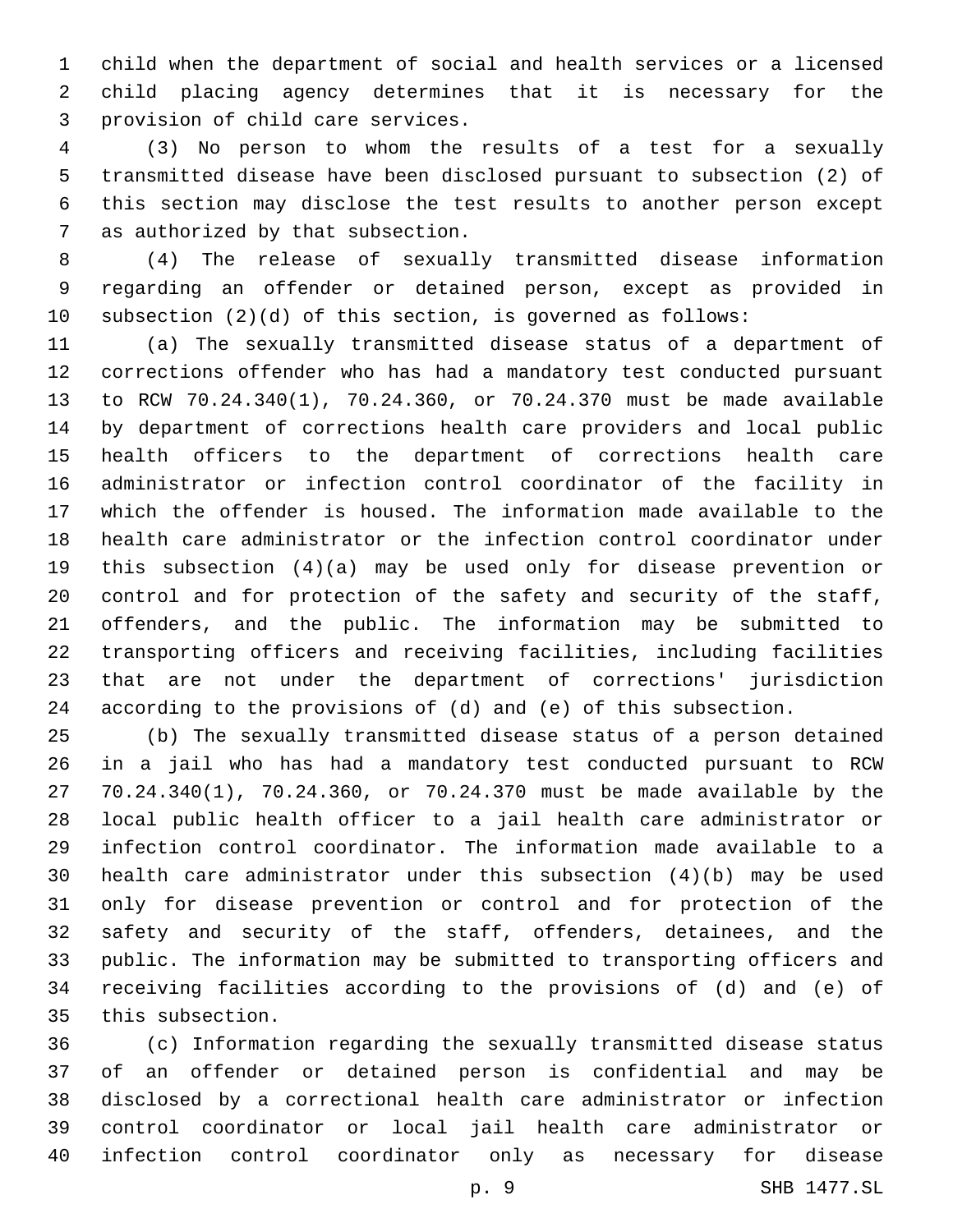child when the department of social and health services or a licensed child placing agency determines that it is necessary for the provision of child care services.

(3) No person to whom the results of a test for a sexually transmitted disease have been disclosed pursuant to subsection (2) of this section may disclose the test results to another person except as authorized by that subsection.

(4) The release of sexually transmitted disease information regarding an offender or detained person, except as provided in subsection (2)(d) of this section, is governed as follows:

(a) The sexually transmitted disease status of a department of corrections offender who has had a mandatory test conducted pursuant to RCW 70.24.340(1), 70.24.360, or 70.24.370 must be made available by department of corrections health care providers and local public health officers to the department of corrections health care administrator or infection control coordinator of the facility in which the offender is housed. The information made available to the health care administrator or the infection control coordinator under this subsection (4)(a) may be used only for disease prevention or control and for protection of the safety and security of the staff, offenders, and the public. The information may be submitted to transporting officers and receiving facilities, including facilities that are not under the department of corrections' jurisdiction according to the provisions of (d) and (e) of this subsection.

(b) The sexually transmitted disease status of a person detained in a jail who has had a mandatory test conducted pursuant to RCW 70.24.340(1), 70.24.360, or 70.24.370 must be made available by the local public health officer to a jail health care administrator or infection control coordinator. The information made available to a health care administrator under this subsection (4)(b) may be used only for disease prevention or control and for protection of the safety and security of the staff, offenders, detainees, and the public. The information may be submitted to transporting officers and receiving facilities according to the provisions of (d) and (e) of this subsection.

(c) Information regarding the sexually transmitted disease status of an offender or detained person is confidential and may be disclosed by a correctional health care administrator or infection control coordinator or local jail health care administrator or infection control coordinator only as necessary for disease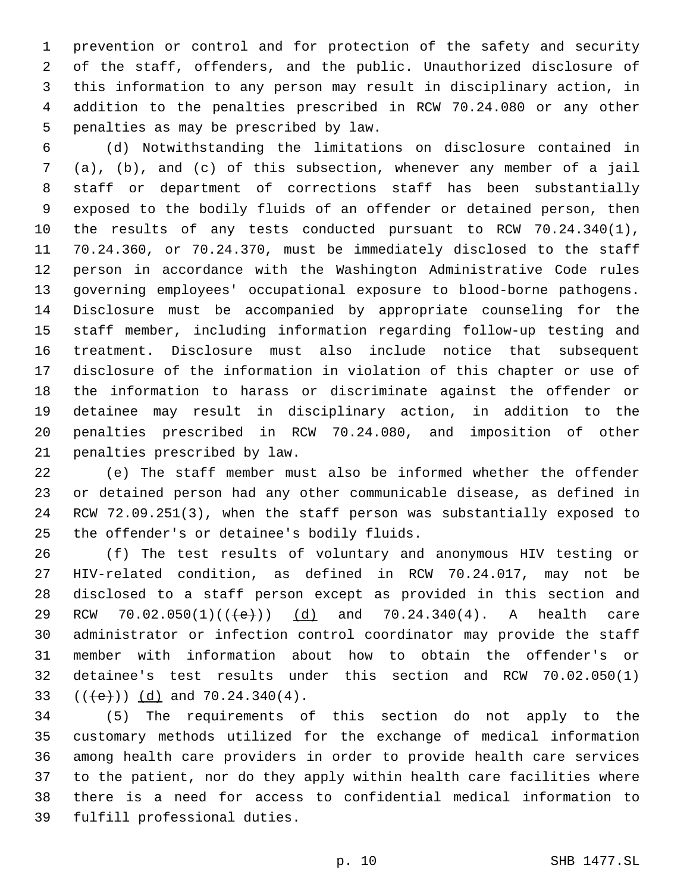prevention or control and for protection of the safety and security of the staff, offenders, and the public. Unauthorized disclosure of this information to any person may result in disciplinary action, in addition to the penalties prescribed in RCW 70.24.080 or any other penalties as may be prescribed by law.

(d) Notwithstanding the limitations on disclosure contained in (a), (b), and (c) of this subsection, whenever any member of a jail staff or department of corrections staff has been substantially exposed to the bodily fluids of an offender or detained person, then the results of any tests conducted pursuant to RCW 70.24.340(1), 70.24.360, or 70.24.370, must be immediately disclosed to the staff person in accordance with the Washington Administrative Code rules governing employees' occupational exposure to blood-borne pathogens. Disclosure must be accompanied by appropriate counseling for the staff member, including information regarding follow-up testing and treatment. Disclosure must also include notice that subsequent disclosure of the information in violation of this chapter or use of the information to harass or discriminate against the offender or detainee may result in disciplinary action, in addition to the penalties prescribed in RCW 70.24.080, and imposition of other penalties prescribed by law.

(e) The staff member must also be informed whether the offender or detained person had any other communicable disease, as defined in RCW 72.09.251(3), when the staff person was substantially exposed to the offender's or detainee's bodily fluids.

(f) The test results of voluntary and anonymous HIV testing or HIV-related condition, as defined in RCW 70.24.017, may not be disclosed to a staff person except as provided in this section and RCW 70.02.050(1)(((e))) (d) and 70.24.340(4). A health care administrator or infection control coordinator may provide the staff member with information about how to obtain the offender's or detainee's test results under this section and RCW 70.02.050(1) (((e))) (d) and 70.24.340(4).

(5) The requirements of this section do not apply to the customary methods utilized for the exchange of medical information among health care providers in order to provide health care services to the patient, nor do they apply within health care facilities where there is a need for access to confidential medical information to fulfill professional duties.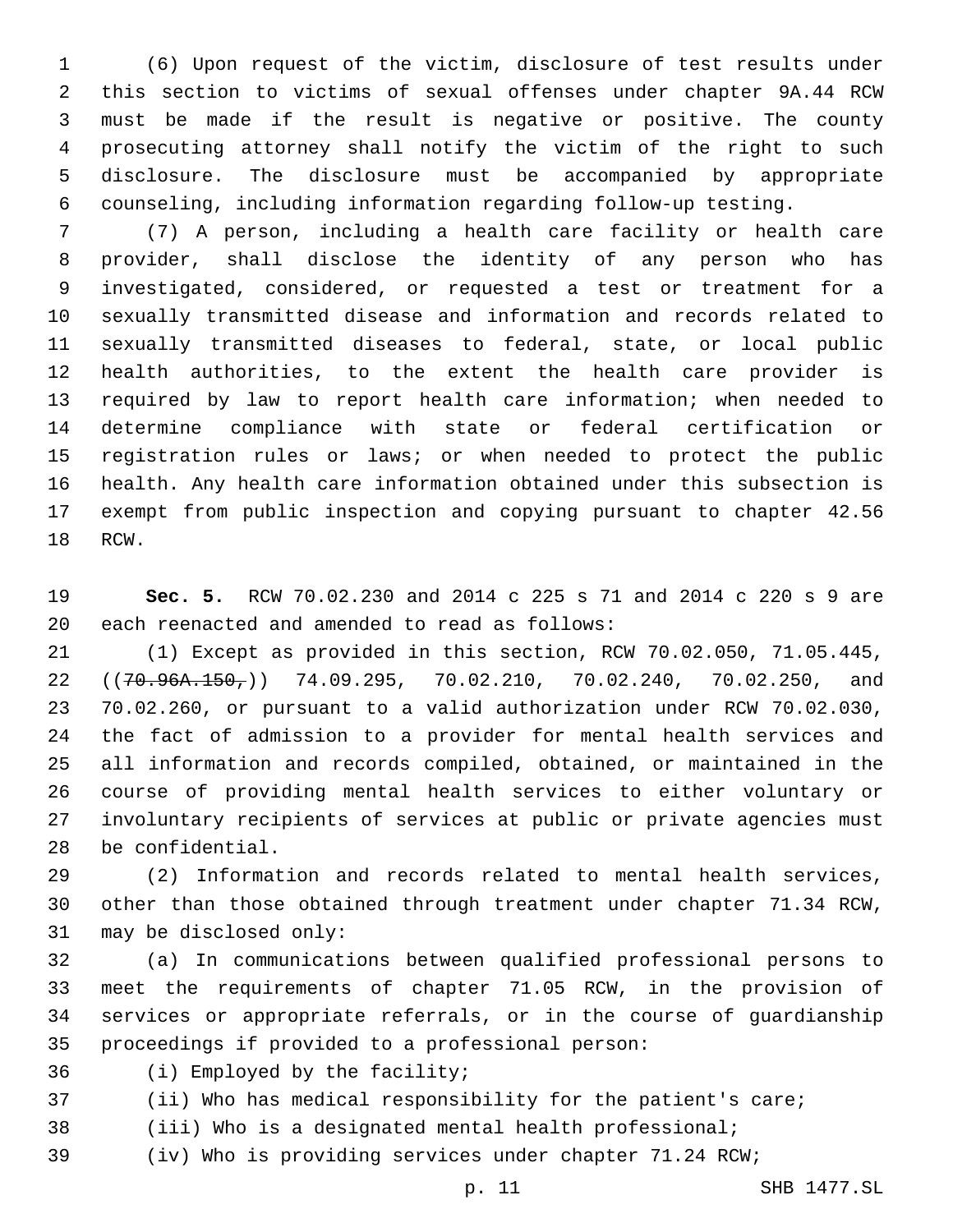(6) Upon request of the victim, disclosure of test results under this section to victims of sexual offenses under chapter 9A.44 RCW must be made if the result is negative or positive. The county prosecuting attorney shall notify the victim of the right to such disclosure. The disclosure must be accompanied by appropriate counseling, including information regarding follow-up testing.

(7) A person, including a health care facility or health care provider, shall disclose the identity of any person who has investigated, considered, or requested a test or treatment for a sexually transmitted disease and information and records related to sexually transmitted diseases to federal, state, or local public health authorities, to the extent the health care provider is required by law to report health care information; when needed to determine compliance with state or federal certification or registration rules or laws; or when needed to protect the public health. Any health care information obtained under this subsection is exempt from public inspection and copying pursuant to chapter 42.56 RCW.

**Sec. 5.** RCW 70.02.230 and 2014 c 225 s 71 and 2014 c 220 s 9 are each reenacted and amended to read as follows:

(1) Except as provided in this section, RCW 70.02.050, 71.05.445, ((~~70.96A.150,~~)) 74.09.295, 70.02.210, 70.02.240, 70.02.250, and 70.02.260, or pursuant to a valid authorization under RCW 70.02.030, the fact of admission to a provider for mental health services and all information and records compiled, obtained, or maintained in the course of providing mental health services to either voluntary or involuntary recipients of services at public or private agencies must be confidential.

(2) Information and records related to mental health services, other than those obtained through treatment under chapter 71.34 RCW, may be disclosed only:

(a) In communications between qualified professional persons to meet the requirements of chapter 71.05 RCW, in the provision of services or appropriate referrals, or in the course of guardianship proceedings if provided to a professional person:

(i) Employed by the facility;

(ii) Who has medical responsibility for the patient's care;

(iii) Who is a designated mental health professional;

(iv) Who is providing services under chapter 71.24 RCW;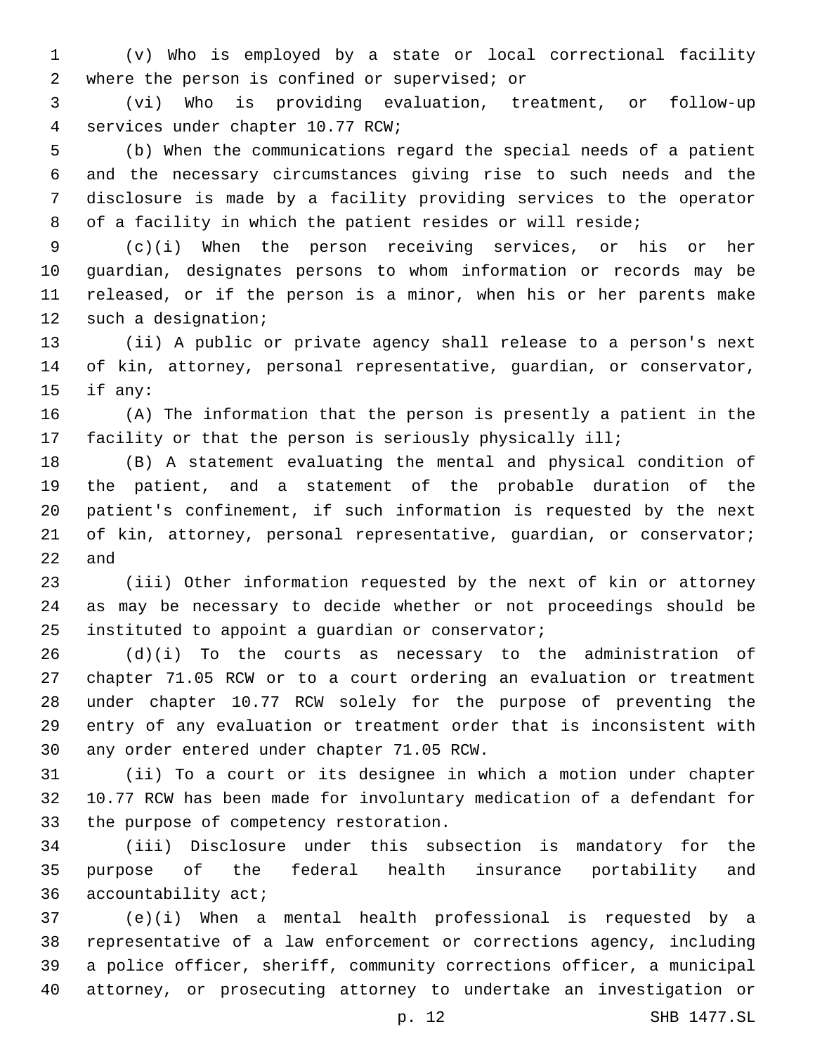(v) Who is employed by a state or local correctional facility where the person is confined or supervised; or

(vi) Who is providing evaluation, treatment, or follow-up services under chapter 10.77 RCW;

(b) When the communications regard the special needs of a patient and the necessary circumstances giving rise to such needs and the disclosure is made by a facility providing services to the operator of a facility in which the patient resides or will reside;

(c)(i) When the person receiving services, or his or her guardian, designates persons to whom information or records may be released, or if the person is a minor, when his or her parents make such a designation;

(ii) A public or private agency shall release to a person's next of kin, attorney, personal representative, guardian, or conservator, if any:

(A) The information that the person is presently a patient in the facility or that the person is seriously physically ill;

(B) A statement evaluating the mental and physical condition of the patient, and a statement of the probable duration of the patient's confinement, if such information is requested by the next of kin, attorney, personal representative, guardian, or conservator; and

(iii) Other information requested by the next of kin or attorney as may be necessary to decide whether or not proceedings should be instituted to appoint a guardian or conservator;

(d)(i) To the courts as necessary to the administration of chapter 71.05 RCW or to a court ordering an evaluation or treatment under chapter 10.77 RCW solely for the purpose of preventing the entry of any evaluation or treatment order that is inconsistent with any order entered under chapter 71.05 RCW.

(ii) To a court or its designee in which a motion under chapter 10.77 RCW has been made for involuntary medication of a defendant for the purpose of competency restoration.

(iii) Disclosure under this subsection is mandatory for the purpose of the federal health insurance portability and accountability act;

(e)(i) When a mental health professional is requested by a representative of a law enforcement or corrections agency, including a police officer, sheriff, community corrections officer, a municipal attorney, or prosecuting attorney to undertake an investigation or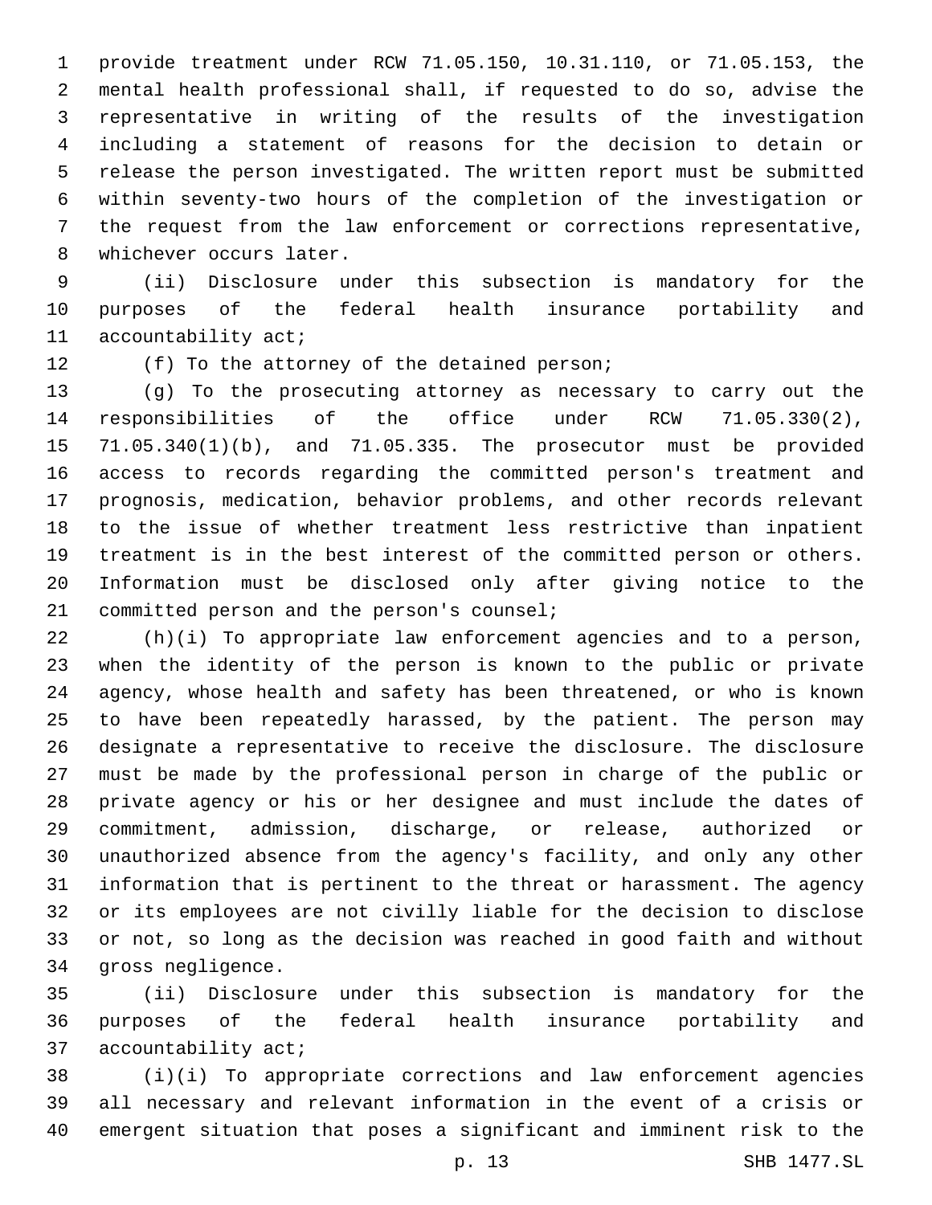provide treatment under RCW 71.05.150, 10.31.110, or 71.05.153, the mental health professional shall, if requested to do so, advise the representative in writing of the results of the investigation including a statement of reasons for the decision to detain or release the person investigated. The written report must be submitted within seventy-two hours of the completion of the investigation or the request from the law enforcement or corrections representative, whichever occurs later.

(ii) Disclosure under this subsection is mandatory for the purposes of the federal health insurance portability and accountability act;

(f) To the attorney of the detained person;

(g) To the prosecuting attorney as necessary to carry out the responsibilities of the office under RCW 71.05.330(2), 71.05.340(1)(b), and 71.05.335. The prosecutor must be provided access to records regarding the committed person's treatment and prognosis, medication, behavior problems, and other records relevant to the issue of whether treatment less restrictive than inpatient treatment is in the best interest of the committed person or others. Information must be disclosed only after giving notice to the committed person and the person's counsel;

(h)(i) To appropriate law enforcement agencies and to a person, when the identity of the person is known to the public or private agency, whose health and safety has been threatened, or who is known to have been repeatedly harassed, by the patient. The person may designate a representative to receive the disclosure. The disclosure must be made by the professional person in charge of the public or private agency or his or her designee and must include the dates of commitment, admission, discharge, or release, authorized or unauthorized absence from the agency's facility, and only any other information that is pertinent to the threat or harassment. The agency or its employees are not civilly liable for the decision to disclose or not, so long as the decision was reached in good faith and without gross negligence.

(ii) Disclosure under this subsection is mandatory for the purposes of the federal health insurance portability and accountability act;

(i)(i) To appropriate corrections and law enforcement agencies all necessary and relevant information in the event of a crisis or emergent situation that poses a significant and imminent risk to the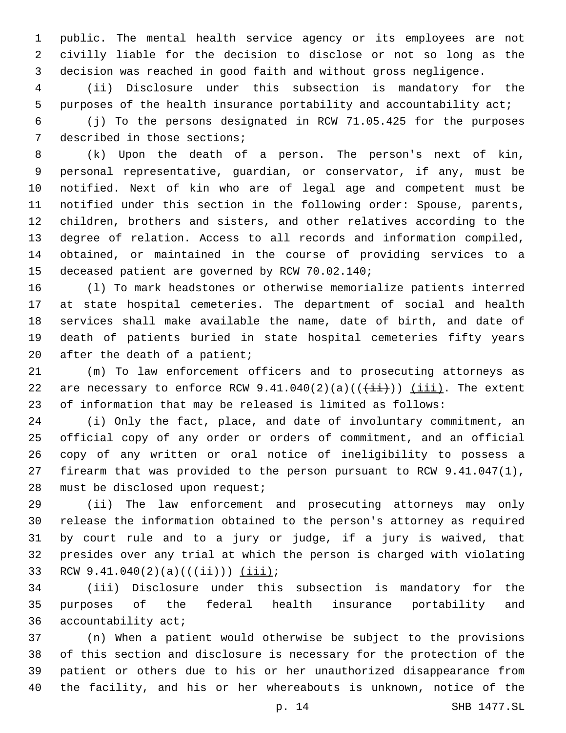public. The mental health service agency or its employees are not civilly liable for the decision to disclose or not so long as the decision was reached in good faith and without gross negligence.

(ii) Disclosure under this subsection is mandatory for the purposes of the health insurance portability and accountability act;

(j) To the persons designated in RCW 71.05.425 for the purposes described in those sections;

(k) Upon the death of a person. The person's next of kin, personal representative, guardian, or conservator, if any, must be notified. Next of kin who are of legal age and competent must be notified under this section in the following order: Spouse, parents, children, brothers and sisters, and other relatives according to the degree of relation. Access to all records and information compiled, obtained, or maintained in the course of providing services to a deceased patient are governed by RCW 70.02.140;

(l) To mark headstones or otherwise memorialize patients interred at state hospital cemeteries. The department of social and health services shall make available the name, date of birth, and date of death of patients buried in state hospital cemeteries fifty years after the death of a patient;

(m) To law enforcement officers and to prosecuting attorneys as are necessary to enforce RCW 9.41.040(2)(a)((~~(ii)~~)) (iii). The extent of information that may be released is limited as follows:

(i) Only the fact, place, and date of involuntary commitment, an official copy of any order or orders of commitment, and an official copy of any written or oral notice of ineligibility to possess a firearm that was provided to the person pursuant to RCW 9.41.047(1), must be disclosed upon request;

(ii) The law enforcement and prosecuting attorneys may only release the information obtained to the person's attorney as required by court rule and to a jury or judge, if a jury is waived, that presides over any trial at which the person is charged with violating RCW 9.41.040(2)(a)((~~(ii)~~)) (iii);

(iii) Disclosure under this subsection is mandatory for the purposes of the federal health insurance portability and accountability act;

(n) When a patient would otherwise be subject to the provisions of this section and disclosure is necessary for the protection of the patient or others due to his or her unauthorized disappearance from the facility, and his or her whereabouts is unknown, notice of the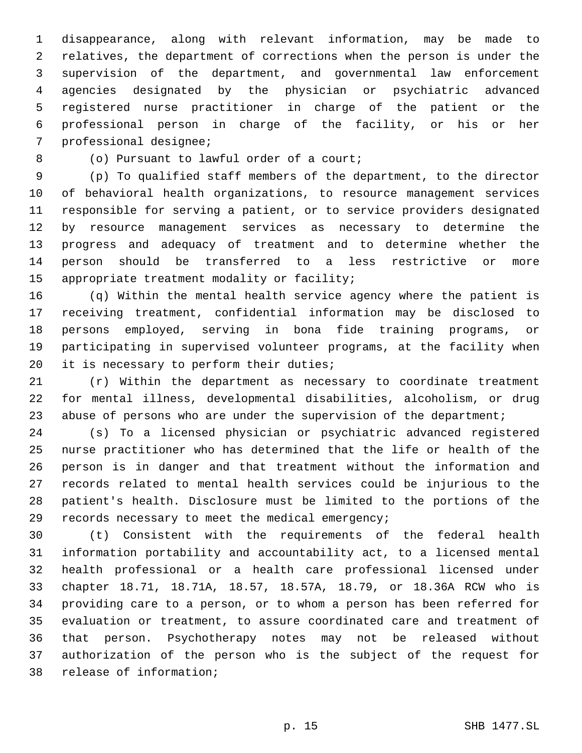disappearance, along with relevant information, may be made to relatives, the department of corrections when the person is under the supervision of the department, and governmental law enforcement agencies designated by the physician or psychiatric advanced registered nurse practitioner in charge of the patient or the professional person in charge of the facility, or his or her professional designee;

(o) Pursuant to lawful order of a court;

(p) To qualified staff members of the department, to the director of behavioral health organizations, to resource management services responsible for serving a patient, or to service providers designated by resource management services as necessary to determine the progress and adequacy of treatment and to determine whether the person should be transferred to a less restrictive or more appropriate treatment modality or facility;

(q) Within the mental health service agency where the patient is receiving treatment, confidential information may be disclosed to persons employed, serving in bona fide training programs, or participating in supervised volunteer programs, at the facility when it is necessary to perform their duties;

(r) Within the department as necessary to coordinate treatment for mental illness, developmental disabilities, alcoholism, or drug abuse of persons who are under the supervision of the department;

(s) To a licensed physician or psychiatric advanced registered nurse practitioner who has determined that the life or health of the person is in danger and that treatment without the information and records related to mental health services could be injurious to the patient's health. Disclosure must be limited to the portions of the records necessary to meet the medical emergency;

(t) Consistent with the requirements of the federal health information portability and accountability act, to a licensed mental health professional or a health care professional licensed under chapter 18.71, 18.71A, 18.57, 18.57A, 18.79, or 18.36A RCW who is providing care to a person, or to whom a person has been referred for evaluation or treatment, to assure coordinated care and treatment of that person. Psychotherapy notes may not be released without authorization of the person who is the subject of the request for release of information;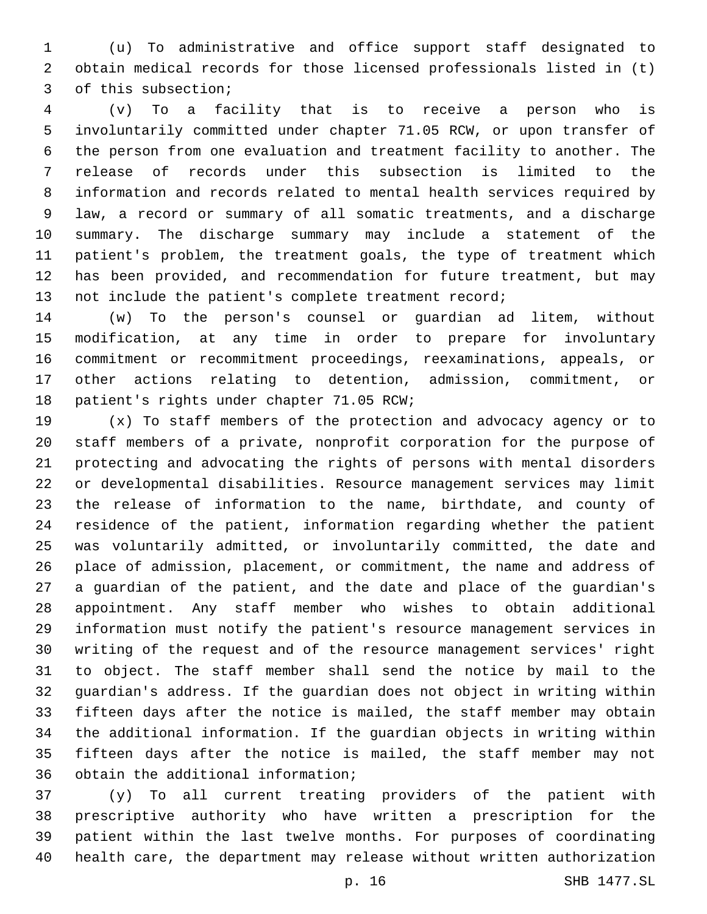(u) To administrative and office support staff designated to obtain medical records for those licensed professionals listed in (t) of this subsection;

(v) To a facility that is to receive a person who is involuntarily committed under chapter 71.05 RCW, or upon transfer of the person from one evaluation and treatment facility to another. The release of records under this subsection is limited to the information and records related to mental health services required by law, a record or summary of all somatic treatments, and a discharge summary. The discharge summary may include a statement of the patient's problem, the treatment goals, the type of treatment which has been provided, and recommendation for future treatment, but may not include the patient's complete treatment record;

(w) To the person's counsel or guardian ad litem, without modification, at any time in order to prepare for involuntary commitment or recommitment proceedings, reexaminations, appeals, or other actions relating to detention, admission, commitment, or patient's rights under chapter 71.05 RCW;

(x) To staff members of the protection and advocacy agency or to staff members of a private, nonprofit corporation for the purpose of protecting and advocating the rights of persons with mental disorders or developmental disabilities. Resource management services may limit the release of information to the name, birthdate, and county of residence of the patient, information regarding whether the patient was voluntarily admitted, or involuntarily committed, the date and place of admission, placement, or commitment, the name and address of a guardian of the patient, and the date and place of the guardian's appointment. Any staff member who wishes to obtain additional information must notify the patient's resource management services in writing of the request and of the resource management services' right to object. The staff member shall send the notice by mail to the guardian's address. If the guardian does not object in writing within fifteen days after the notice is mailed, the staff member may obtain the additional information. If the guardian objects in writing within fifteen days after the notice is mailed, the staff member may not obtain the additional information;

(y) To all current treating providers of the patient with prescriptive authority who have written a prescription for the patient within the last twelve months. For purposes of coordinating health care, the department may release without written authorization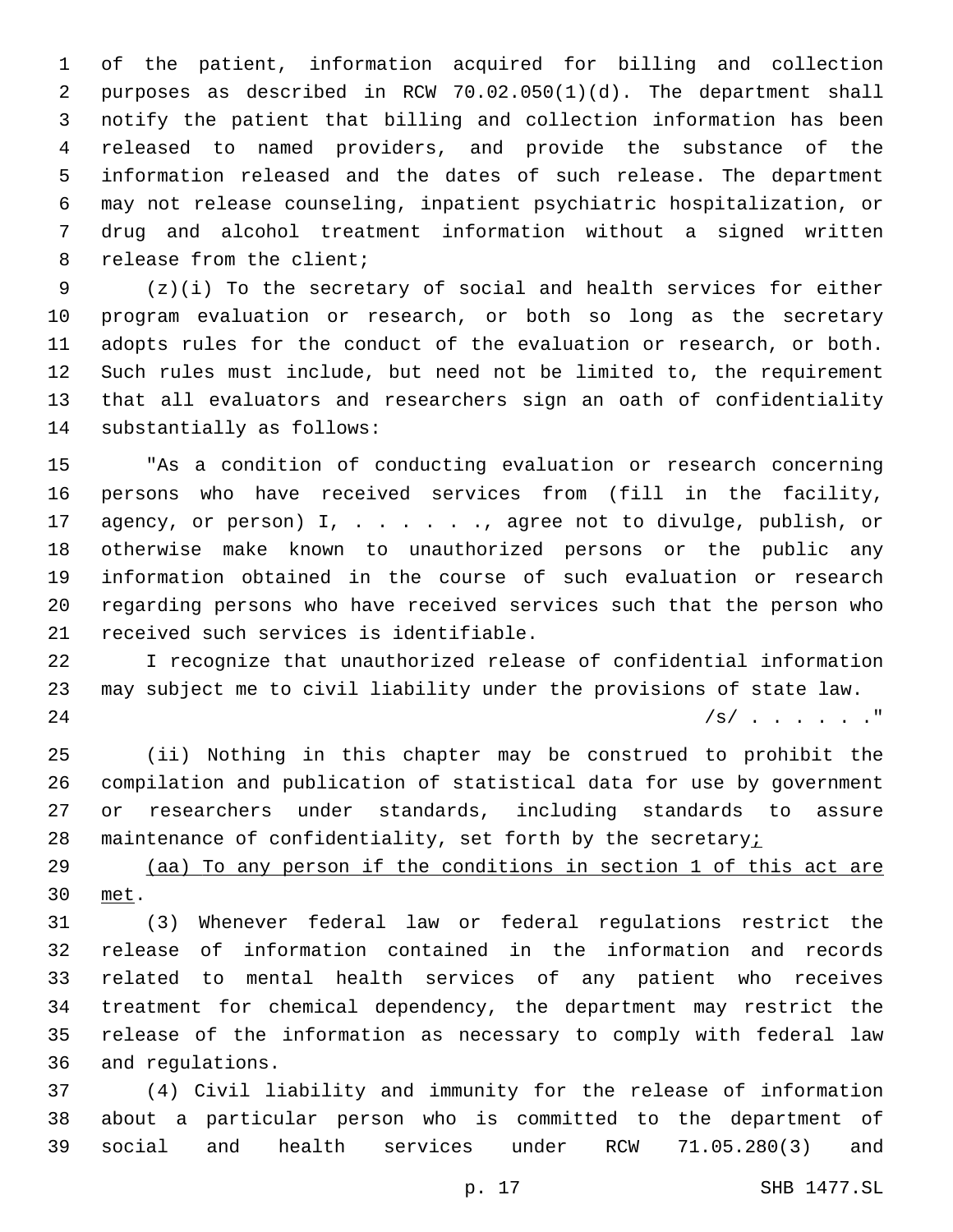of the patient, information acquired for billing and collection purposes as described in RCW 70.02.050(1)(d). The department shall notify the patient that billing and collection information has been released to named providers, and provide the substance of the information released and the dates of such release. The department may not release counseling, inpatient psychiatric hospitalization, or drug and alcohol treatment information without a signed written release from the client;

(z)(i) To the secretary of social and health services for either program evaluation or research, or both so long as the secretary adopts rules for the conduct of the evaluation or research, or both. Such rules must include, but need not be limited to, the requirement that all evaluators and researchers sign an oath of confidentiality substantially as follows:

"As a condition of conducting evaluation or research concerning persons who have received services from (fill in the facility, agency, or person) I, . . . . . ., agree not to divulge, publish, or otherwise make known to unauthorized persons or the public any information obtained in the course of such evaluation or research regarding persons who have received services such that the person who received such services is identifiable.

I recognize that unauthorized release of confidential information may subject me to civil liability under the provisions of state law.

/s/ . . . . . ."

(ii) Nothing in this chapter may be construed to prohibit the compilation and publication of statistical data for use by government or researchers under standards, including standards to assure maintenance of confidentiality, set forth by the secretary<u>;</u>

<u>(aa) To any person if the conditions in section 1 of this act are met</u>.

(3) Whenever federal law or federal regulations restrict the release of information contained in the information and records related to mental health services of any patient who receives treatment for chemical dependency, the department may restrict the release of the information as necessary to comply with federal law and regulations.

(4) Civil liability and immunity for the release of information about a particular person who is committed to the department of social and health services under RCW 71.05.280(3) and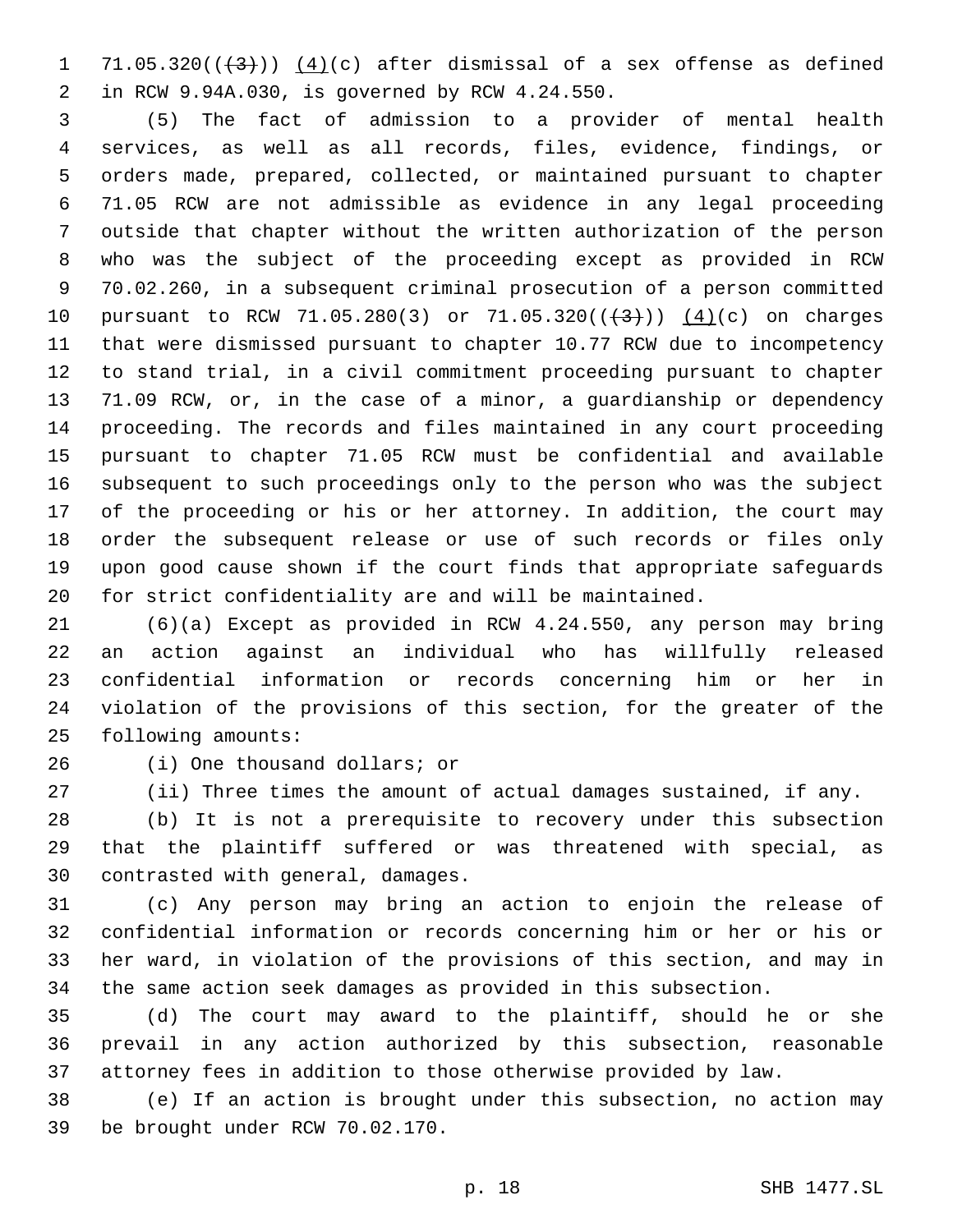71.05.320(((3))) (4)(c) after dismissal of a sex offense as defined in RCW 9.94A.030, is governed by RCW 4.24.550.

(5) The fact of admission to a provider of mental health services, as well as all records, files, evidence, findings, or orders made, prepared, collected, or maintained pursuant to chapter 71.05 RCW are not admissible as evidence in any legal proceeding outside that chapter without the written authorization of the person who was the subject of the proceeding except as provided in RCW 70.02.260, in a subsequent criminal prosecution of a person committed pursuant to RCW 71.05.280(3) or 71.05.320(((3))) (4)(c) on charges that were dismissed pursuant to chapter 10.77 RCW due to incompetency to stand trial, in a civil commitment proceeding pursuant to chapter 71.09 RCW, or, in the case of a minor, a guardianship or dependency proceeding. The records and files maintained in any court proceeding pursuant to chapter 71.05 RCW must be confidential and available subsequent to such proceedings only to the person who was the subject of the proceeding or his or her attorney. In addition, the court may order the subsequent release or use of such records or files only upon good cause shown if the court finds that appropriate safeguards for strict confidentiality are and will be maintained.

(6)(a) Except as provided in RCW 4.24.550, any person may bring an action against an individual who has willfully released confidential information or records concerning him or her in violation of the provisions of this section, for the greater of the following amounts:

(i) One thousand dollars; or

(ii) Three times the amount of actual damages sustained, if any.

(b) It is not a prerequisite to recovery under this subsection that the plaintiff suffered or was threatened with special, as contrasted with general, damages.

(c) Any person may bring an action to enjoin the release of confidential information or records concerning him or her or his or her ward, in violation of the provisions of this section, and may in the same action seek damages as provided in this subsection.

(d) The court may award to the plaintiff, should he or she prevail in any action authorized by this subsection, reasonable attorney fees in addition to those otherwise provided by law.

(e) If an action is brought under this subsection, no action may be brought under RCW 70.02.170.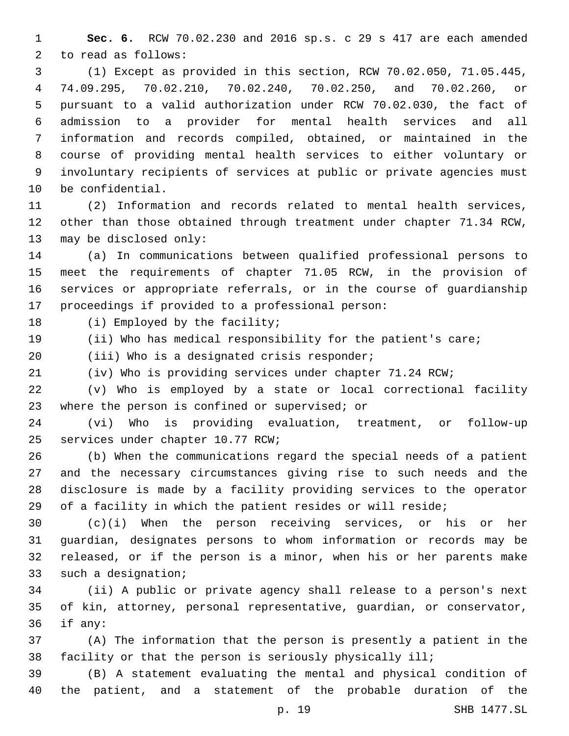**Sec. 6.** RCW 70.02.230 and 2016 sp.s. c 29 s 417 are each amended to read as follows:

(1) Except as provided in this section, RCW 70.02.050, 71.05.445, 74.09.295, 70.02.210, 70.02.240, 70.02.250, and 70.02.260, or pursuant to a valid authorization under RCW 70.02.030, the fact of admission to a provider for mental health services and all information and records compiled, obtained, or maintained in the course of providing mental health services to either voluntary or involuntary recipients of services at public or private agencies must be confidential.

(2) Information and records related to mental health services, other than those obtained through treatment under chapter 71.34 RCW, may be disclosed only:

(a) In communications between qualified professional persons to meet the requirements of chapter 71.05 RCW, in the provision of services or appropriate referrals, or in the course of guardianship proceedings if provided to a professional person:

(i) Employed by the facility;

(ii) Who has medical responsibility for the patient's care;

(iii) Who is a designated crisis responder;

(iv) Who is providing services under chapter 71.24 RCW;

(v) Who is employed by a state or local correctional facility where the person is confined or supervised; or

(vi) Who is providing evaluation, treatment, or follow-up services under chapter 10.77 RCW;

(b) When the communications regard the special needs of a patient and the necessary circumstances giving rise to such needs and the disclosure is made by a facility providing services to the operator of a facility in which the patient resides or will reside;

(c)(i) When the person receiving services, or his or her guardian, designates persons to whom information or records may be released, or if the person is a minor, when his or her parents make such a designation;

(ii) A public or private agency shall release to a person's next of kin, attorney, personal representative, guardian, or conservator, if any:

(A) The information that the person is presently a patient in the facility or that the person is seriously physically ill;

(B) A statement evaluating the mental and physical condition of the patient, and a statement of the probable duration of the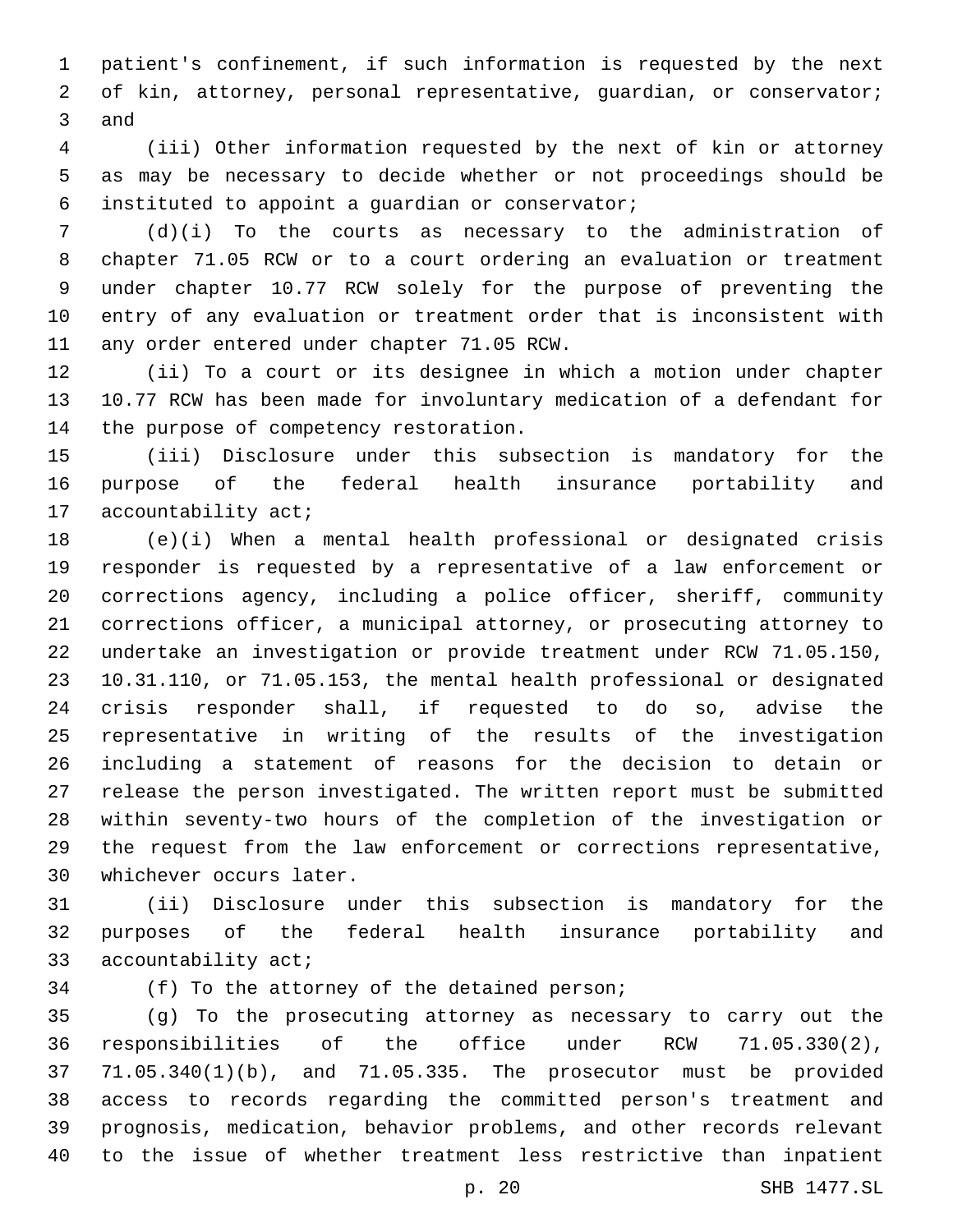patient's confinement, if such information is requested by the next of kin, attorney, personal representative, guardian, or conservator; and

(iii) Other information requested by the next of kin or attorney as may be necessary to decide whether or not proceedings should be instituted to appoint a guardian or conservator;

(d)(i) To the courts as necessary to the administration of chapter 71.05 RCW or to a court ordering an evaluation or treatment under chapter 10.77 RCW solely for the purpose of preventing the entry of any evaluation or treatment order that is inconsistent with any order entered under chapter 71.05 RCW.

(ii) To a court or its designee in which a motion under chapter 10.77 RCW has been made for involuntary medication of a defendant for the purpose of competency restoration.

(iii) Disclosure under this subsection is mandatory for the purpose of the federal health insurance portability and accountability act;

(e)(i) When a mental health professional or designated crisis responder is requested by a representative of a law enforcement or corrections agency, including a police officer, sheriff, community corrections officer, a municipal attorney, or prosecuting attorney to undertake an investigation or provide treatment under RCW 71.05.150, 10.31.110, or 71.05.153, the mental health professional or designated crisis responder shall, if requested to do so, advise the representative in writing of the results of the investigation including a statement of reasons for the decision to detain or release the person investigated. The written report must be submitted within seventy-two hours of the completion of the investigation or the request from the law enforcement or corrections representative, whichever occurs later.

(ii) Disclosure under this subsection is mandatory for the purposes of the federal health insurance portability and accountability act;

(f) To the attorney of the detained person;

(g) To the prosecuting attorney as necessary to carry out the responsibilities of the office under RCW 71.05.330(2), 71.05.340(1)(b), and 71.05.335. The prosecutor must be provided access to records regarding the committed person's treatment and prognosis, medication, behavior problems, and other records relevant to the issue of whether treatment less restrictive than inpatient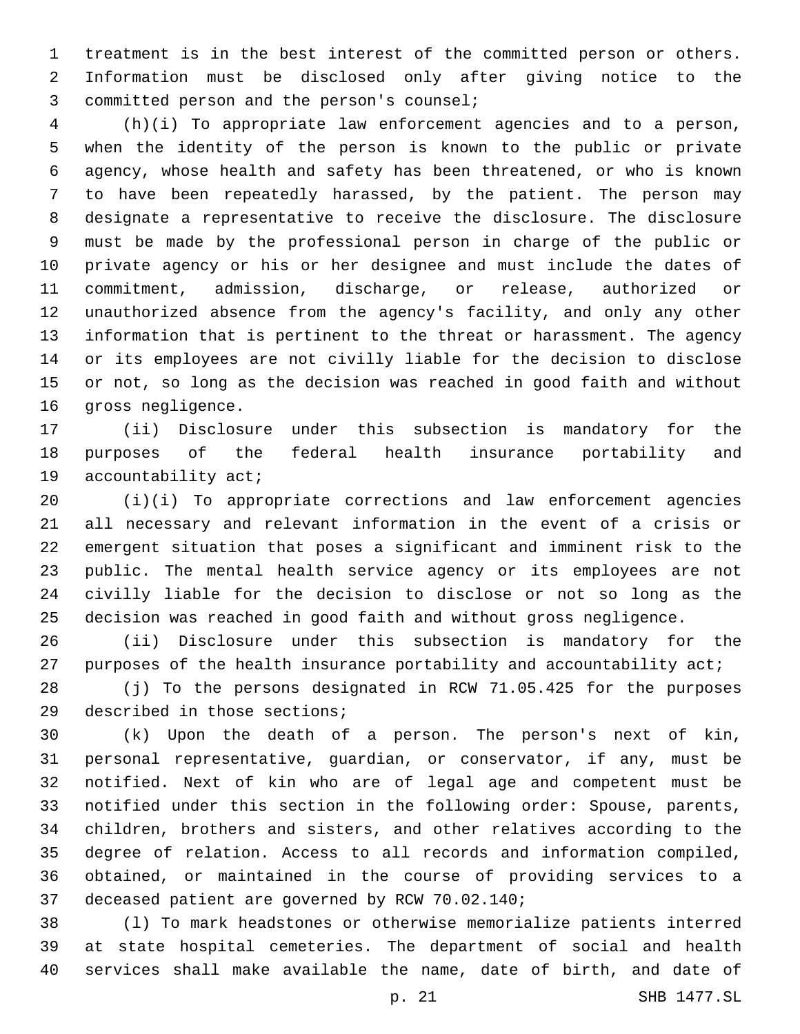treatment is in the best interest of the committed person or others. Information must be disclosed only after giving notice to the committed person and the person's counsel;

(h)(i) To appropriate law enforcement agencies and to a person, when the identity of the person is known to the public or private agency, whose health and safety has been threatened, or who is known to have been repeatedly harassed, by the patient. The person may designate a representative to receive the disclosure. The disclosure must be made by the professional person in charge of the public or private agency or his or her designee and must include the dates of commitment, admission, discharge, or release, authorized or unauthorized absence from the agency's facility, and only any other information that is pertinent to the threat or harassment. The agency or its employees are not civilly liable for the decision to disclose or not, so long as the decision was reached in good faith and without gross negligence.

(ii) Disclosure under this subsection is mandatory for the purposes of the federal health insurance portability and accountability act;

(i)(i) To appropriate corrections and law enforcement agencies all necessary and relevant information in the event of a crisis or emergent situation that poses a significant and imminent risk to the public. The mental health service agency or its employees are not civilly liable for the decision to disclose or not so long as the decision was reached in good faith and without gross negligence.

(ii) Disclosure under this subsection is mandatory for the purposes of the health insurance portability and accountability act;

(j) To the persons designated in RCW 71.05.425 for the purposes described in those sections;

(k) Upon the death of a person. The person's next of kin, personal representative, guardian, or conservator, if any, must be notified. Next of kin who are of legal age and competent must be notified under this section in the following order: Spouse, parents, children, brothers and sisters, and other relatives according to the degree of relation. Access to all records and information compiled, obtained, or maintained in the course of providing services to a deceased patient are governed by RCW 70.02.140;

(l) To mark headstones or otherwise memorialize patients interred at state hospital cemeteries. The department of social and health services shall make available the name, date of birth, and date of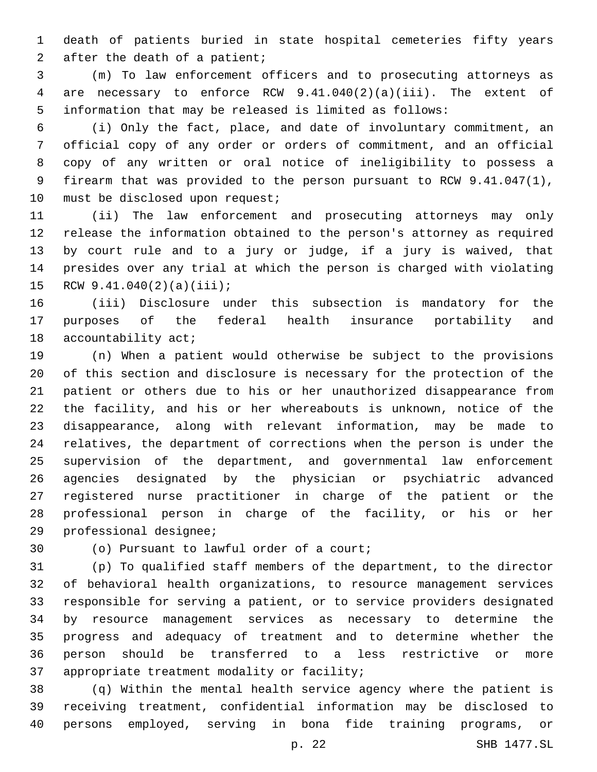death of patients buried in state hospital cemeteries fifty years after the death of a patient;

(m) To law enforcement officers and to prosecuting attorneys as are necessary to enforce RCW 9.41.040(2)(a)(iii). The extent of information that may be released is limited as follows:

(i) Only the fact, place, and date of involuntary commitment, an official copy of any order or orders of commitment, and an official copy of any written or oral notice of ineligibility to possess a firearm that was provided to the person pursuant to RCW 9.41.047(1), must be disclosed upon request;

(ii) The law enforcement and prosecuting attorneys may only release the information obtained to the person's attorney as required by court rule and to a jury or judge, if a jury is waived, that presides over any trial at which the person is charged with violating RCW 9.41.040(2)(a)(iii);

(iii) Disclosure under this subsection is mandatory for the purposes of the federal health insurance portability and accountability act;

(n) When a patient would otherwise be subject to the provisions of this section and disclosure is necessary for the protection of the patient or others due to his or her unauthorized disappearance from the facility, and his or her whereabouts is unknown, notice of the disappearance, along with relevant information, may be made to relatives, the department of corrections when the person is under the supervision of the department, and governmental law enforcement agencies designated by the physician or psychiatric advanced registered nurse practitioner in charge of the patient or the professional person in charge of the facility, or his or her professional designee;

(o) Pursuant to lawful order of a court;

(p) To qualified staff members of the department, to the director of behavioral health organizations, to resource management services responsible for serving a patient, or to service providers designated by resource management services as necessary to determine the progress and adequacy of treatment and to determine whether the person should be transferred to a less restrictive or more appropriate treatment modality or facility;

(q) Within the mental health service agency where the patient is receiving treatment, confidential information may be disclosed to persons employed, serving in bona fide training programs, or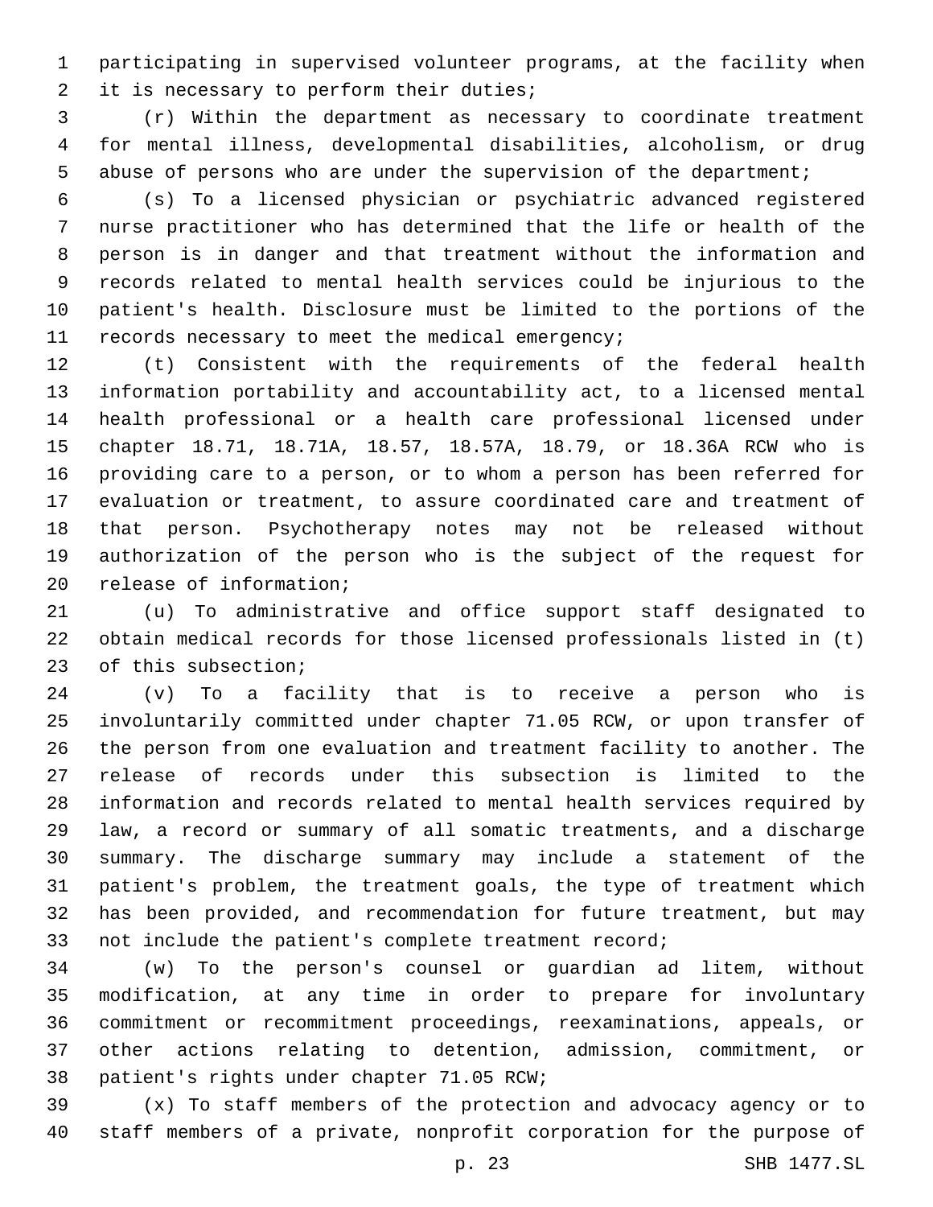participating in supervised volunteer programs, at the facility when it is necessary to perform their duties;

(r) Within the department as necessary to coordinate treatment for mental illness, developmental disabilities, alcoholism, or drug abuse of persons who are under the supervision of the department;

(s) To a licensed physician or psychiatric advanced registered nurse practitioner who has determined that the life or health of the person is in danger and that treatment without the information and records related to mental health services could be injurious to the patient's health. Disclosure must be limited to the portions of the records necessary to meet the medical emergency;

(t) Consistent with the requirements of the federal health information portability and accountability act, to a licensed mental health professional or a health care professional licensed under chapter 18.71, 18.71A, 18.57, 18.57A, 18.79, or 18.36A RCW who is providing care to a person, or to whom a person has been referred for evaluation or treatment, to assure coordinated care and treatment of that person. Psychotherapy notes may not be released without authorization of the person who is the subject of the request for release of information;

(u) To administrative and office support staff designated to obtain medical records for those licensed professionals listed in (t) of this subsection;

(v) To a facility that is to receive a person who is involuntarily committed under chapter 71.05 RCW, or upon transfer of the person from one evaluation and treatment facility to another. The release of records under this subsection is limited to the information and records related to mental health services required by law, a record or summary of all somatic treatments, and a discharge summary. The discharge summary may include a statement of the patient's problem, the treatment goals, the type of treatment which has been provided, and recommendation for future treatment, but may not include the patient's complete treatment record;

(w) To the person's counsel or guardian ad litem, without modification, at any time in order to prepare for involuntary commitment or recommitment proceedings, reexaminations, appeals, or other actions relating to detention, admission, commitment, or patient's rights under chapter 71.05 RCW;

(x) To staff members of the protection and advocacy agency or to staff members of a private, nonprofit corporation for the purpose of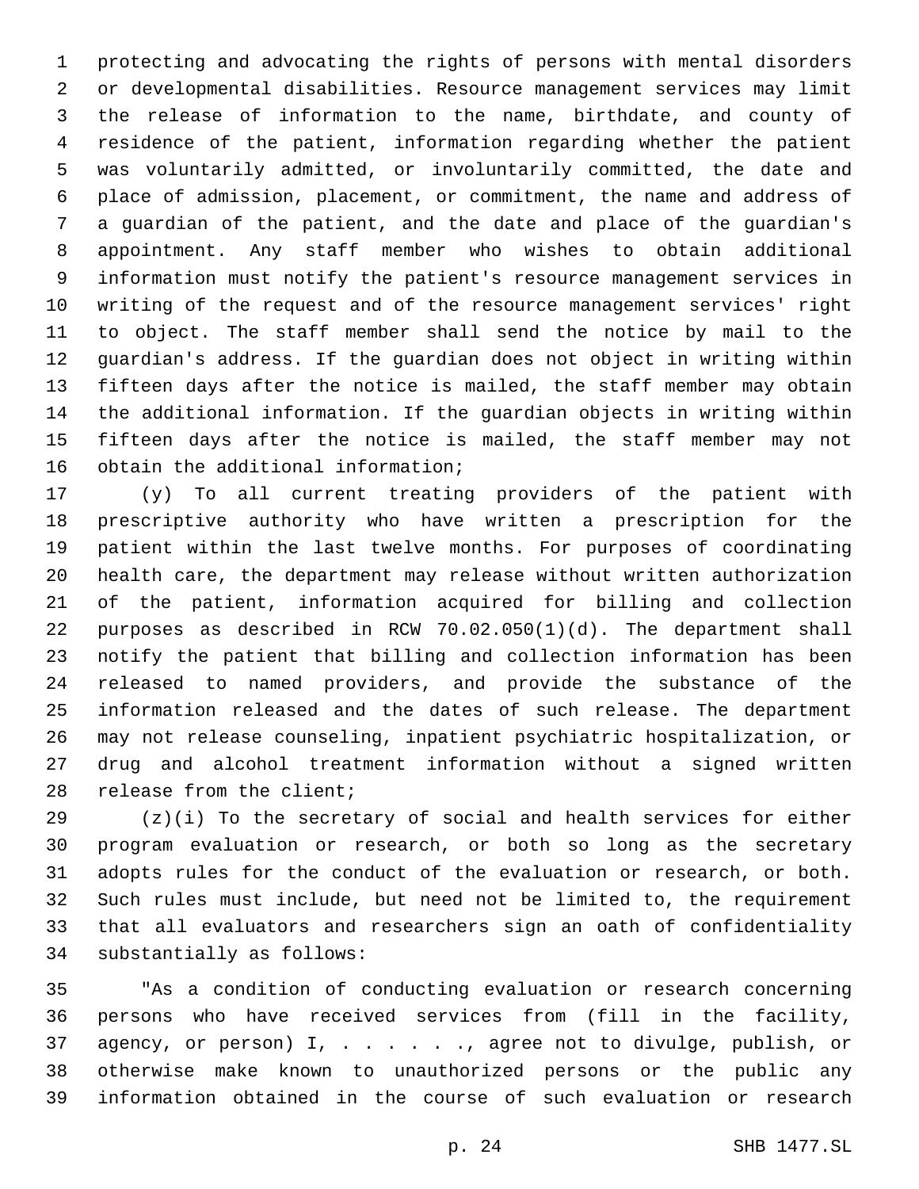protecting and advocating the rights of persons with mental disorders or developmental disabilities. Resource management services may limit the release of information to the name, birthdate, and county of residence of the patient, information regarding whether the patient was voluntarily admitted, or involuntarily committed, the date and place of admission, placement, or commitment, the name and address of a guardian of the patient, and the date and place of the guardian's appointment. Any staff member who wishes to obtain additional information must notify the patient's resource management services in writing of the request and of the resource management services' right to object. The staff member shall send the notice by mail to the guardian's address. If the guardian does not object in writing within fifteen days after the notice is mailed, the staff member may obtain the additional information. If the guardian objects in writing within fifteen days after the notice is mailed, the staff member may not obtain the additional information;

(y) To all current treating providers of the patient with prescriptive authority who have written a prescription for the patient within the last twelve months. For purposes of coordinating health care, the department may release without written authorization of the patient, information acquired for billing and collection purposes as described in RCW 70.02.050(1)(d). The department shall notify the patient that billing and collection information has been released to named providers, and provide the substance of the information released and the dates of such release. The department may not release counseling, inpatient psychiatric hospitalization, or drug and alcohol treatment information without a signed written release from the client;

(z)(i) To the secretary of social and health services for either program evaluation or research, or both so long as the secretary adopts rules for the conduct of the evaluation or research, or both. Such rules must include, but need not be limited to, the requirement that all evaluators and researchers sign an oath of confidentiality substantially as follows:

"As a condition of conducting evaluation or research concerning persons who have received services from (fill in the facility, agency, or person) I, . . . . . ., agree not to divulge, publish, or otherwise make known to unauthorized persons or the public any information obtained in the course of such evaluation or research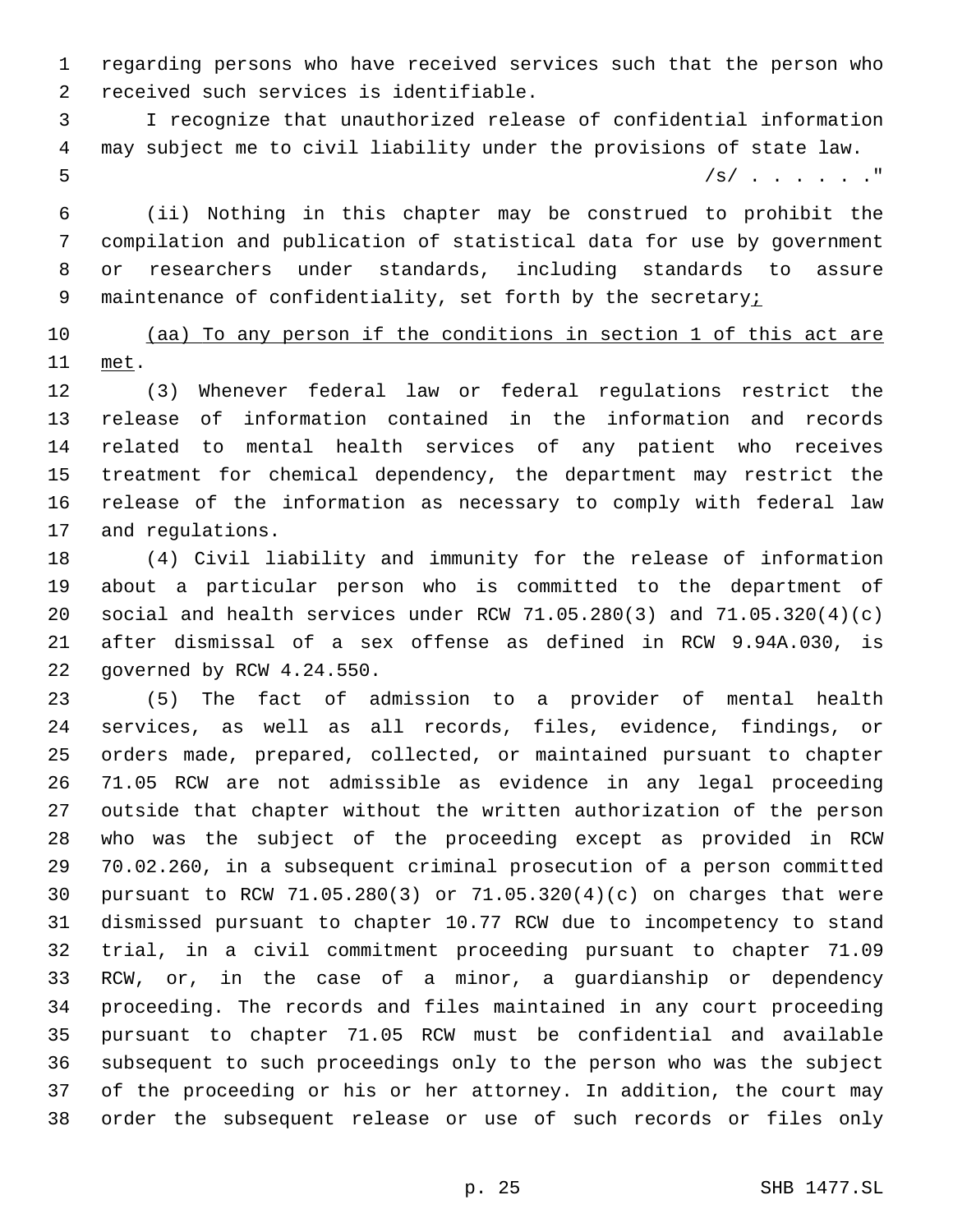regarding persons who have received services such that the person who received such services is identifiable.

I recognize that unauthorized release of confidential information may subject me to civil liability under the provisions of state law.

/s/ . . . . . ."

(ii) Nothing in this chapter may be construed to prohibit the compilation and publication of statistical data for use by government or researchers under standards, including standards to assure maintenance of confidentiality, set forth by the secretary;

(aa) To any person if the conditions in section 1 of this act are met.

(3) Whenever federal law or federal regulations restrict the release of information contained in the information and records related to mental health services of any patient who receives treatment for chemical dependency, the department may restrict the release of the information as necessary to comply with federal law and regulations.

(4) Civil liability and immunity for the release of information about a particular person who is committed to the department of social and health services under RCW 71.05.280(3) and 71.05.320(4)(c) after dismissal of a sex offense as defined in RCW 9.94A.030, is governed by RCW 4.24.550.

(5) The fact of admission to a provider of mental health services, as well as all records, files, evidence, findings, or orders made, prepared, collected, or maintained pursuant to chapter 71.05 RCW are not admissible as evidence in any legal proceeding outside that chapter without the written authorization of the person who was the subject of the proceeding except as provided in RCW 70.02.260, in a subsequent criminal prosecution of a person committed pursuant to RCW 71.05.280(3) or 71.05.320(4)(c) on charges that were dismissed pursuant to chapter 10.77 RCW due to incompetency to stand trial, in a civil commitment proceeding pursuant to chapter 71.09 RCW, or, in the case of a minor, a guardianship or dependency proceeding. The records and files maintained in any court proceeding pursuant to chapter 71.05 RCW must be confidential and available subsequent to such proceedings only to the person who was the subject of the proceeding or his or her attorney. In addition, the court may order the subsequent release or use of such records or files only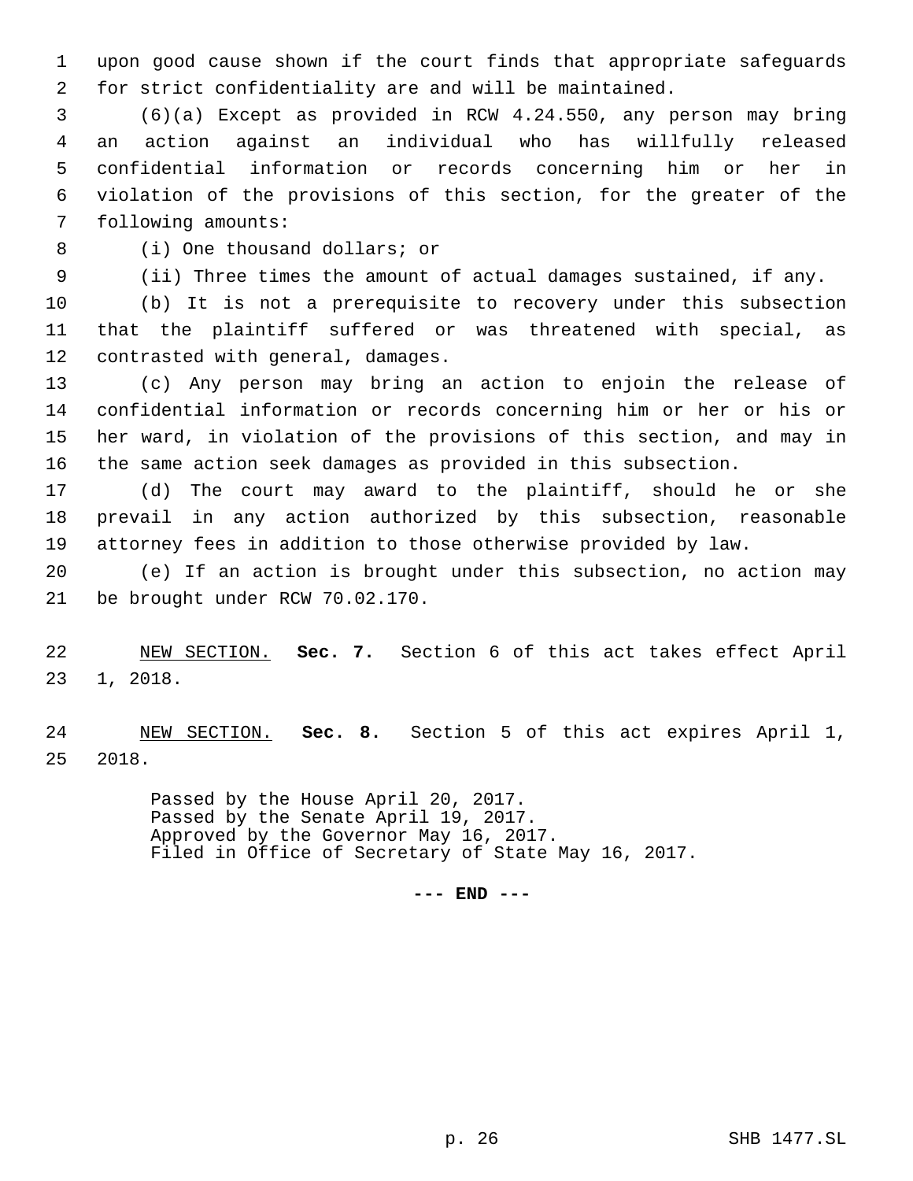upon good cause shown if the court finds that appropriate safeguards for strict confidentiality are and will be maintained.

(6)(a) Except as provided in RCW 4.24.550, any person may bring an action against an individual who has willfully released confidential information or records concerning him or her in violation of the provisions of this section, for the greater of the following amounts:

(i) One thousand dollars; or

(ii) Three times the amount of actual damages sustained, if any.

(b) It is not a prerequisite to recovery under this subsection that the plaintiff suffered or was threatened with special, as contrasted with general, damages.

(c) Any person may bring an action to enjoin the release of confidential information or records concerning him or her or his or her ward, in violation of the provisions of this section, and may in the same action seek damages as provided in this subsection.

(d) The court may award to the plaintiff, should he or she prevail in any action authorized by this subsection, reasonable attorney fees in addition to those otherwise provided by law.

(e) If an action is brought under this subsection, no action may be brought under RCW 70.02.170.

NEW SECTION. **Sec. 7.** Section 6 of this act takes effect April 1, 2018.

NEW SECTION. **Sec. 8.** Section 5 of this act expires April 1, 2018.

Passed by the House April 20, 2017.
Passed by the Senate April 19, 2017.
Approved by the Governor May 16, 2017.
Filed in Office of Secretary of State May 16, 2017.

**--- END ---**